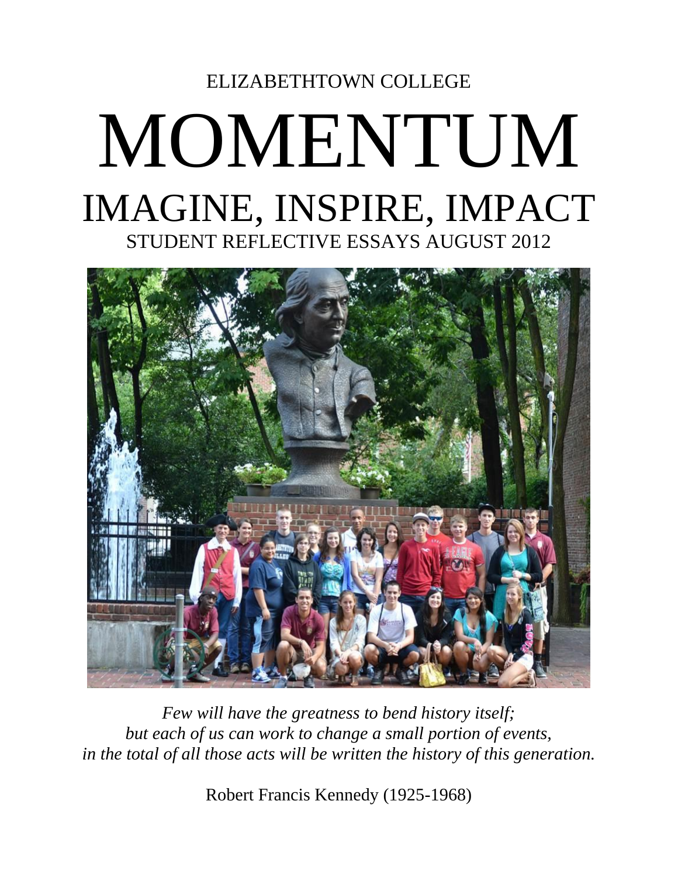ELIZABETHTOWN COLLEGE

# MOMENTUM

## IMAGINE, INSPIRE, IMPACT

STUDENT REFLECTIVE ESSAYS AUGUST 2012

*Few will have the greatness to bend history itself;*
*but each of us can work to change a small portion of events,*
*in the total of all those acts will be written the history of this generation.*

Robert Francis Kennedy (1925-1968)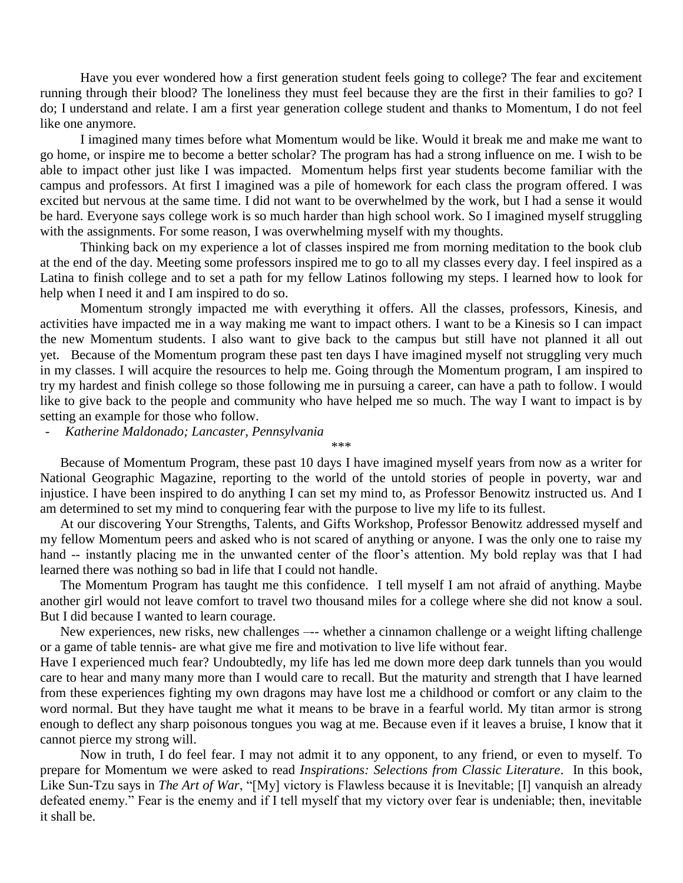Have you ever wondered how a first generation student feels going to college? The fear and excitement running through their blood? The loneliness they must feel because they are the first in their families to go? I do; I understand and relate. I am a first year generation college student and thanks to Momentum, I do not feel like one anymore.

I imagined many times before what Momentum would be like. Would it break me and make me want to go home, or inspire me to become a better scholar? The program has had a strong influence on me. I wish to be able to impact other just like I was impacted. Momentum helps first year students become familiar with the campus and professors. At first I imagined was a pile of homework for each class the program offered. I was excited but nervous at the same time. I did not want to be overwhelmed by the work, but I had a sense it would be hard. Everyone says college work is so much harder than high school work. So I imagined myself struggling with the assignments. For some reason, I was overwhelming myself with my thoughts.

Thinking back on my experience a lot of classes inspired me from morning meditation to the book club at the end of the day. Meeting some professors inspired me to go to all my classes every day. I feel inspired as a Latina to finish college and to set a path for my fellow Latinos following my steps. I learned how to look for help when I need it and I am inspired to do so.

Momentum strongly impacted me with everything it offers. All the classes, professors, Kinesis, and activities have impacted me in a way making me want to impact others. I want to be a Kinesis so I can impact the new Momentum students. I also want to give back to the campus but still have not planned it all out yet. Because of the Momentum program these past ten days I have imagined myself not struggling very much in my classes. I will acquire the resources to help me. Going through the Momentum program, I am inspired to try my hardest and finish college so those following me in pursuing a career, can have a path to follow. I would like to give back to the people and community who have helped me so much. The way I want to impact is by setting an example for those who follow.

- *Katherine Maldonado; Lancaster, Pennsylvania*

\*\*\*

Because of Momentum Program, these past 10 days I have imagined myself years from now as a writer for National Geographic Magazine, reporting to the world of the untold stories of people in poverty, war and injustice. I have been inspired to do anything I can set my mind to, as Professor Benowitz instructed us. And I am determined to set my mind to conquering fear with the purpose to live my life to its fullest.

At our discovering Your Strengths, Talents, and Gifts Workshop, Professor Benowitz addressed myself and my fellow Momentum peers and asked who is not scared of anything or anyone. I was the only one to raise my hand -- instantly placing me in the unwanted center of the floor's attention. My bold replay was that I had learned there was nothing so bad in life that I could not handle.

The Momentum Program has taught me this confidence. I tell myself I am not afraid of anything. Maybe another girl would not leave comfort to travel two thousand miles for a college where she did not know a soul. But I did because I wanted to learn courage.

New experiences, new risks, new challenges –-- whether a cinnamon challenge or a weight lifting challenge or a game of table tennis- are what give me fire and motivation to live life without fear.

Have I experienced much fear? Undoubtedly, my life has led me down more deep dark tunnels than you would care to hear and many many more than I would care to recall. But the maturity and strength that I have learned from these experiences fighting my own dragons may have lost me a childhood or comfort or any claim to the word normal. But they have taught me what it means to be brave in a fearful world. My titan armor is strong enough to deflect any sharp poisonous tongues you wag at me. Because even if it leaves a bruise, I know that it cannot pierce my strong will.

Now in truth, I do feel fear. I may not admit it to any opponent, to any friend, or even to myself. To prepare for Momentum we were asked to read *Inspirations: Selections from Classic Literature*. In this book, Like Sun-Tzu says in *The Art of War*, "[My] victory is Flawless because it is Inevitable; [I] vanquish an already defeated enemy." Fear is the enemy and if I tell myself that my victory over fear is undeniable; then, inevitable it shall be.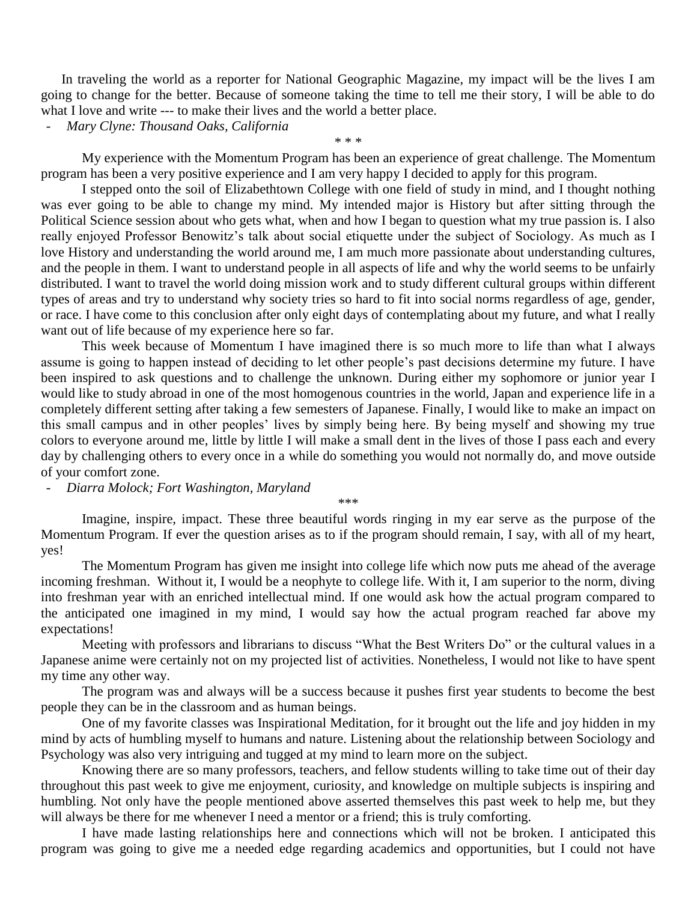In traveling the world as a reporter for National Geographic Magazine, my impact will be the lives I am going to change for the better. Because of someone taking the time to tell me their story, I will be able to do what I love and write --- to make their lives and the world a better place.

- *Mary Clyne: Thousand Oaks, California*

\* \* \*

My experience with the Momentum Program has been an experience of great challenge. The Momentum program has been a very positive experience and I am very happy I decided to apply for this program.

I stepped onto the soil of Elizabethtown College with one field of study in mind, and I thought nothing was ever going to be able to change my mind. My intended major is History but after sitting through the Political Science session about who gets what, when and how I began to question what my true passion is. I also really enjoyed Professor Benowitz's talk about social etiquette under the subject of Sociology. As much as I love History and understanding the world around me, I am much more passionate about understanding cultures, and the people in them. I want to understand people in all aspects of life and why the world seems to be unfairly distributed. I want to travel the world doing mission work and to study different cultural groups within different types of areas and try to understand why society tries so hard to fit into social norms regardless of age, gender, or race. I have come to this conclusion after only eight days of contemplating about my future, and what I really want out of life because of my experience here so far.

This week because of Momentum I have imagined there is so much more to life than what I always assume is going to happen instead of deciding to let other people's past decisions determine my future. I have been inspired to ask questions and to challenge the unknown. During either my sophomore or junior year I would like to study abroad in one of the most homogenous countries in the world, Japan and experience life in a completely different setting after taking a few semesters of Japanese. Finally, I would like to make an impact on this small campus and in other peoples' lives by simply being here. By being myself and showing my true colors to everyone around me, little by little I will make a small dent in the lives of those I pass each and every day by challenging others to every once in a while do something you would not normally do, and move outside of your comfort zone.

- *Diarra Molock; Fort Washington, Maryland*

\*\*\*

Imagine, inspire, impact. These three beautiful words ringing in my ear serve as the purpose of the Momentum Program. If ever the question arises as to if the program should remain, I say, with all of my heart, yes!

The Momentum Program has given me insight into college life which now puts me ahead of the average incoming freshman. Without it, I would be a neophyte to college life. With it, I am superior to the norm, diving into freshman year with an enriched intellectual mind. If one would ask how the actual program compared to the anticipated one imagined in my mind, I would say how the actual program reached far above my expectations!

Meeting with professors and librarians to discuss "What the Best Writers Do" or the cultural values in a Japanese anime were certainly not on my projected list of activities. Nonetheless, I would not like to have spent my time any other way.

The program was and always will be a success because it pushes first year students to become the best people they can be in the classroom and as human beings.

One of my favorite classes was Inspirational Meditation, for it brought out the life and joy hidden in my mind by acts of humbling myself to humans and nature. Listening about the relationship between Sociology and Psychology was also very intriguing and tugged at my mind to learn more on the subject.

Knowing there are so many professors, teachers, and fellow students willing to take time out of their day throughout this past week to give me enjoyment, curiosity, and knowledge on multiple subjects is inspiring and humbling. Not only have the people mentioned above asserted themselves this past week to help me, but they will always be there for me whenever I need a mentor or a friend; this is truly comforting.

I have made lasting relationships here and connections which will not be broken. I anticipated this program was going to give me a needed edge regarding academics and opportunities, but I could not have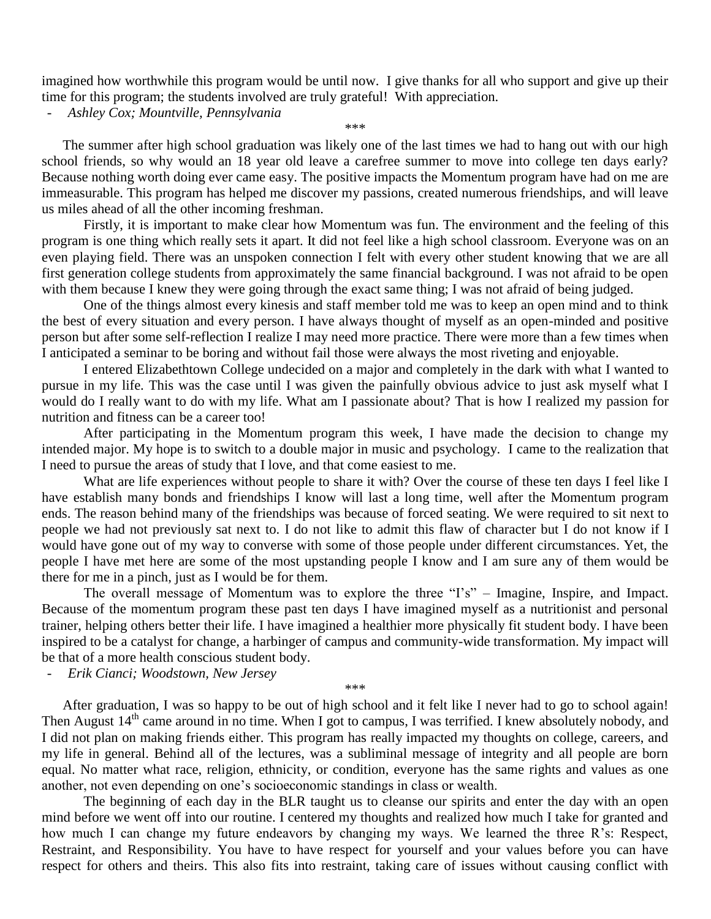imagined how worthwhile this program would be until now. I give thanks for all who support and give up their time for this program; the students involved are truly grateful! With appreciation.

- *Ashley Cox; Mountville, Pennsylvania*

\*\*\*

The summer after high school graduation was likely one of the last times we had to hang out with our high school friends, so why would an 18 year old leave a carefree summer to move into college ten days early? Because nothing worth doing ever came easy. The positive impacts the Momentum program have had on me are immeasurable. This program has helped me discover my passions, created numerous friendships, and will leave us miles ahead of all the other incoming freshman.

Firstly, it is important to make clear how Momentum was fun. The environment and the feeling of this program is one thing which really sets it apart. It did not feel like a high school classroom. Everyone was on an even playing field. There was an unspoken connection I felt with every other student knowing that we are all first generation college students from approximately the same financial background. I was not afraid to be open with them because I knew they were going through the exact same thing; I was not afraid of being judged.

One of the things almost every kinesis and staff member told me was to keep an open mind and to think the best of every situation and every person. I have always thought of myself as an open-minded and positive person but after some self-reflection I realize I may need more practice. There were more than a few times when I anticipated a seminar to be boring and without fail those were always the most riveting and enjoyable.

I entered Elizabethtown College undecided on a major and completely in the dark with what I wanted to pursue in my life. This was the case until I was given the painfully obvious advice to just ask myself what I would do I really want to do with my life. What am I passionate about? That is how I realized my passion for nutrition and fitness can be a career too!

After participating in the Momentum program this week, I have made the decision to change my intended major. My hope is to switch to a double major in music and psychology. I came to the realization that I need to pursue the areas of study that I love, and that come easiest to me.

What are life experiences without people to share it with? Over the course of these ten days I feel like I have establish many bonds and friendships I know will last a long time, well after the Momentum program ends. The reason behind many of the friendships was because of forced seating. We were required to sit next to people we had not previously sat next to. I do not like to admit this flaw of character but I do not know if I would have gone out of my way to converse with some of those people under different circumstances. Yet, the people I have met here are some of the most upstanding people I know and I am sure any of them would be there for me in a pinch, just as I would be for them.

The overall message of Momentum was to explore the three "I's" – Imagine, Inspire, and Impact. Because of the momentum program these past ten days I have imagined myself as a nutritionist and personal trainer, helping others better their life. I have imagined a healthier more physically fit student body. I have been inspired to be a catalyst for change, a harbinger of campus and community-wide transformation. My impact will be that of a more health conscious student body.

- *Erik Cianci; Woodstown, New Jersey*

\*\*\*

After graduation, I was so happy to be out of high school and it felt like I never had to go to school again! Then August 14th came around in no time. When I got to campus, I was terrified. I knew absolutely nobody, and I did not plan on making friends either. This program has really impacted my thoughts on college, careers, and my life in general. Behind all of the lectures, was a subliminal message of integrity and all people are born equal. No matter what race, religion, ethnicity, or condition, everyone has the same rights and values as one another, not even depending on one's socioeconomic standings in class or wealth.

The beginning of each day in the BLR taught us to cleanse our spirits and enter the day with an open mind before we went off into our routine. I centered my thoughts and realized how much I take for granted and how much I can change my future endeavors by changing my ways. We learned the three R's: Respect, Restraint, and Responsibility. You have to have respect for yourself and your values before you can have respect for others and theirs. This also fits into restraint, taking care of issues without causing conflict with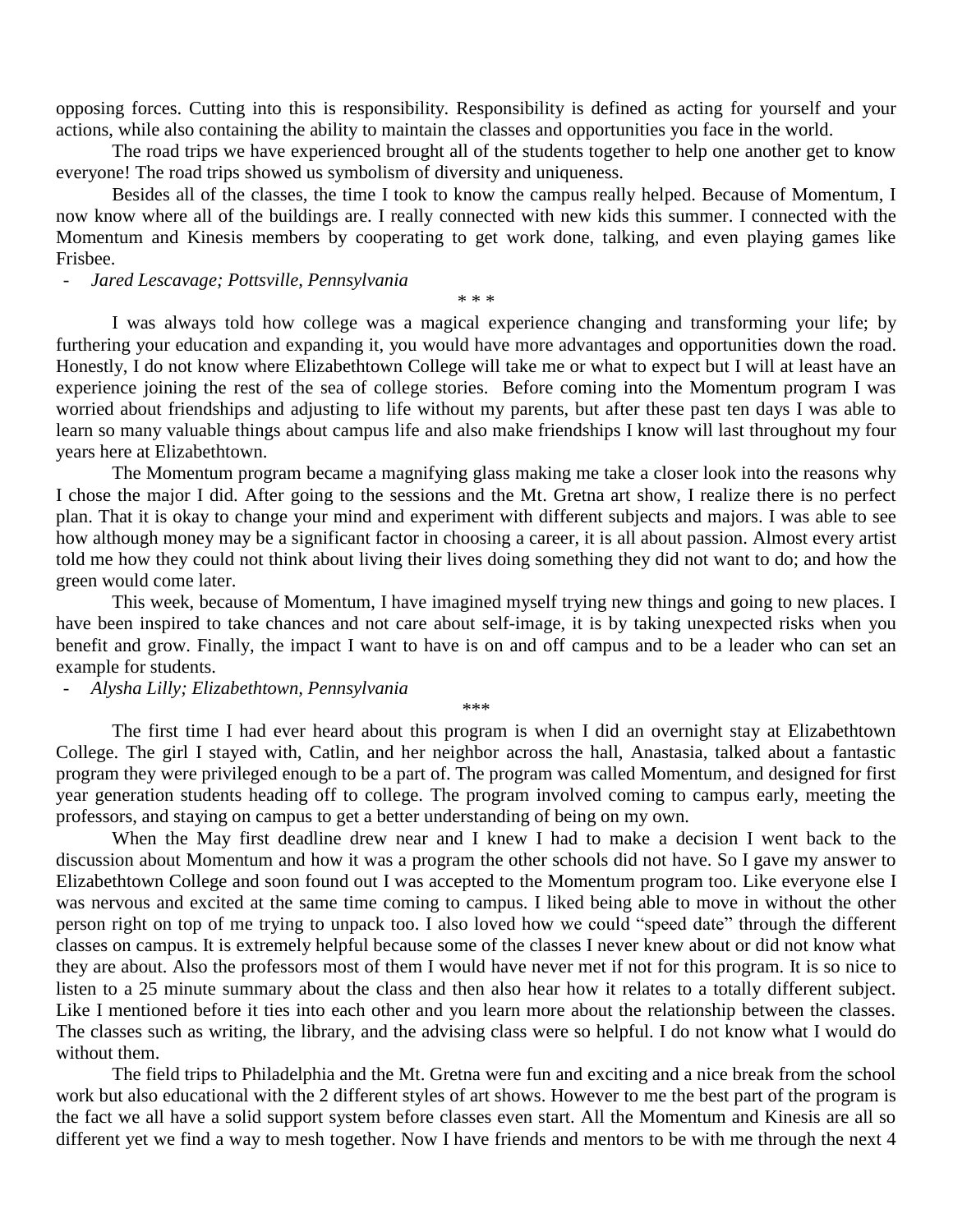opposing forces. Cutting into this is responsibility. Responsibility is defined as acting for yourself and your actions, while also containing the ability to maintain the classes and opportunities you face in the world.

The road trips we have experienced brought all of the students together to help one another get to know everyone! The road trips showed us symbolism of diversity and uniqueness.

Besides all of the classes, the time I took to know the campus really helped. Because of Momentum, I now know where all of the buildings are. I really connected with new kids this summer. I connected with the Momentum and Kinesis members by cooperating to get work done, talking, and even playing games like Frisbee.

- *Jared Lescavage; Pottsville, Pennsylvania*

\* \* \*

I was always told how college was a magical experience changing and transforming your life; by furthering your education and expanding it, you would have more advantages and opportunities down the road. Honestly, I do not know where Elizabethtown College will take me or what to expect but I will at least have an experience joining the rest of the sea of college stories. Before coming into the Momentum program I was worried about friendships and adjusting to life without my parents, but after these past ten days I was able to learn so many valuable things about campus life and also make friendships I know will last throughout my four years here at Elizabethtown.

The Momentum program became a magnifying glass making me take a closer look into the reasons why I chose the major I did. After going to the sessions and the Mt. Gretna art show, I realize there is no perfect plan. That it is okay to change your mind and experiment with different subjects and majors. I was able to see how although money may be a significant factor in choosing a career, it is all about passion. Almost every artist told me how they could not think about living their lives doing something they did not want to do; and how the green would come later.

This week, because of Momentum, I have imagined myself trying new things and going to new places. I have been inspired to take chances and not care about self-image, it is by taking unexpected risks when you benefit and grow. Finally, the impact I want to have is on and off campus and to be a leader who can set an example for students.

- *Alysha Lilly; Elizabethtown, Pennsylvania*

\*\*\*

The first time I had ever heard about this program is when I did an overnight stay at Elizabethtown College. The girl I stayed with, Catlin, and her neighbor across the hall, Anastasia, talked about a fantastic program they were privileged enough to be a part of. The program was called Momentum, and designed for first year generation students heading off to college. The program involved coming to campus early, meeting the professors, and staying on campus to get a better understanding of being on my own.

When the May first deadline drew near and I knew I had to make a decision I went back to the discussion about Momentum and how it was a program the other schools did not have. So I gave my answer to Elizabethtown College and soon found out I was accepted to the Momentum program too. Like everyone else I was nervous and excited at the same time coming to campus. I liked being able to move in without the other person right on top of me trying to unpack too. I also loved how we could "speed date" through the different classes on campus. It is extremely helpful because some of the classes I never knew about or did not know what they are about. Also the professors most of them I would have never met if not for this program. It is so nice to listen to a 25 minute summary about the class and then also hear how it relates to a totally different subject. Like I mentioned before it ties into each other and you learn more about the relationship between the classes. The classes such as writing, the library, and the advising class were so helpful. I do not know what I would do without them.

The field trips to Philadelphia and the Mt. Gretna were fun and exciting and a nice break from the school work but also educational with the 2 different styles of art shows. However to me the best part of the program is the fact we all have a solid support system before classes even start. All the Momentum and Kinesis are all so different yet we find a way to mesh together. Now I have friends and mentors to be with me through the next 4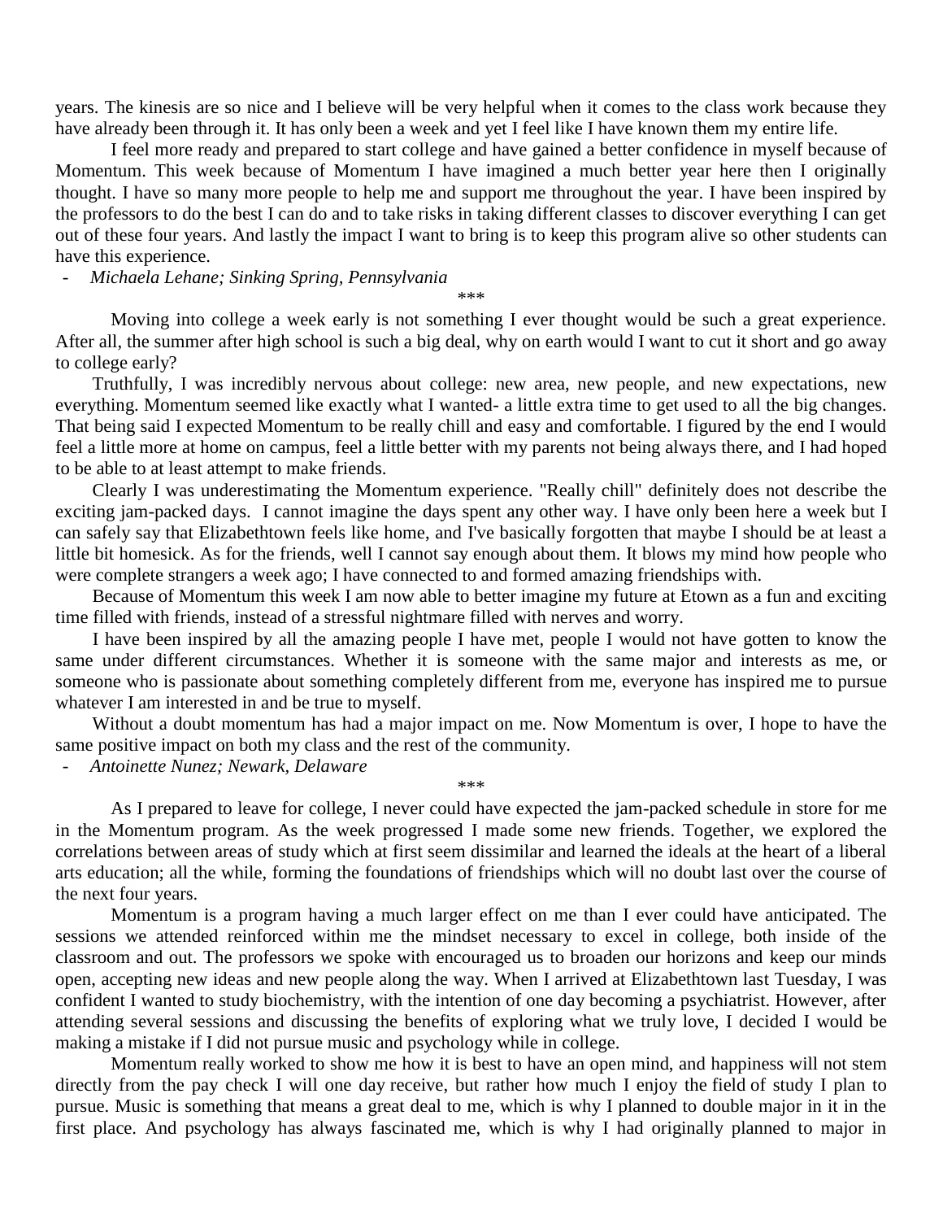years. The kinesis are so nice and I believe will be very helpful when it comes to the class work because they have already been through it. It has only been a week and yet I feel like I have known them my entire life.

I feel more ready and prepared to start college and have gained a better confidence in myself because of Momentum. This week because of Momentum I have imagined a much better year here then I originally thought. I have so many more people to help me and support me throughout the year. I have been inspired by the professors to do the best I can do and to take risks in taking different classes to discover everything I can get out of these four years. And lastly the impact I want to bring is to keep this program alive so other students can have this experience.

- *Michaela Lehane; Sinking Spring, Pennsylvania*

***

Moving into college a week early is not something I ever thought would be such a great experience. After all, the summer after high school is such a big deal, why on earth would I want to cut it short and go away to college early?

Truthfully, I was incredibly nervous about college: new area, new people, and new expectations, new everything. Momentum seemed like exactly what I wanted- a little extra time to get used to all the big changes. That being said I expected Momentum to be really chill and easy and comfortable. I figured by the end I would feel a little more at home on campus, feel a little better with my parents not being always there, and I had hoped to be able to at least attempt to make friends.

Clearly I was underestimating the Momentum experience. "Really chill" definitely does not describe the exciting jam-packed days. I cannot imagine the days spent any other way. I have only been here a week but I can safely say that Elizabethtown feels like home, and I've basically forgotten that maybe I should be at least a little bit homesick. As for the friends, well I cannot say enough about them. It blows my mind how people who were complete strangers a week ago; I have connected to and formed amazing friendships with.

Because of Momentum this week I am now able to better imagine my future at Etown as a fun and exciting time filled with friends, instead of a stressful nightmare filled with nerves and worry.

I have been inspired by all the amazing people I have met, people I would not have gotten to know the same under different circumstances. Whether it is someone with the same major and interests as me, or someone who is passionate about something completely different from me, everyone has inspired me to pursue whatever I am interested in and be true to myself.

Without a doubt momentum has had a major impact on me. Now Momentum is over, I hope to have the same positive impact on both my class and the rest of the community.

- *Antoinette Nunez; Newark, Delaware*

***

As I prepared to leave for college, I never could have expected the jam-packed schedule in store for me in the Momentum program. As the week progressed I made some new friends. Together, we explored the correlations between areas of study which at first seem dissimilar and learned the ideals at the heart of a liberal arts education; all the while, forming the foundations of friendships which will no doubt last over the course of the next four years.

Momentum is a program having a much larger effect on me than I ever could have anticipated. The sessions we attended reinforced within me the mindset necessary to excel in college, both inside of the classroom and out. The professors we spoke with encouraged us to broaden our horizons and keep our minds open, accepting new ideas and new people along the way. When I arrived at Elizabethtown last Tuesday, I was confident I wanted to study biochemistry, with the intention of one day becoming a psychiatrist. However, after attending several sessions and discussing the benefits of exploring what we truly love, I decided I would be making a mistake if I did not pursue music and psychology while in college.

Momentum really worked to show me how it is best to have an open mind, and happiness will not stem directly from the pay check I will one day receive, but rather how much I enjoy the field of study I plan to pursue. Music is something that means a great deal to me, which is why I planned to double major in it in the first place. And psychology has always fascinated me, which is why I had originally planned to major in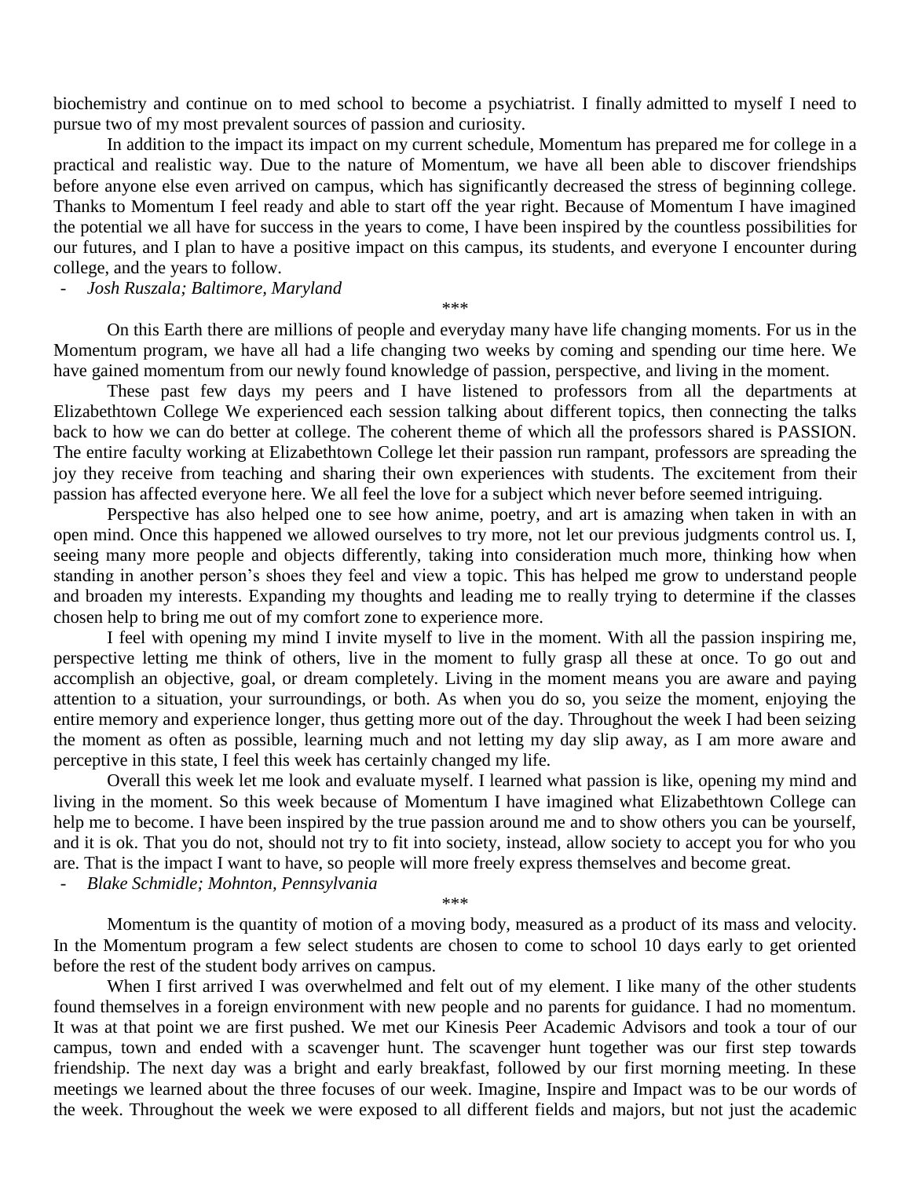biochemistry and continue on to med school to become a psychiatrist. I finally admitted to myself I need to pursue two of my most prevalent sources of passion and curiosity.

In addition to the impact its impact on my current schedule, Momentum has prepared me for college in a practical and realistic way. Due to the nature of Momentum, we have all been able to discover friendships before anyone else even arrived on campus, which has significantly decreased the stress of beginning college. Thanks to Momentum I feel ready and able to start off the year right. Because of Momentum I have imagined the potential we all have for success in the years to come, I have been inspired by the countless possibilities for our futures, and I plan to have a positive impact on this campus, its students, and everyone I encounter during college, and the years to follow.

- *Josh Ruszala; Baltimore, Maryland*

\*\*\*

On this Earth there are millions of people and everyday many have life changing moments. For us in the Momentum program, we have all had a life changing two weeks by coming and spending our time here. We have gained momentum from our newly found knowledge of passion, perspective, and living in the moment.

These past few days my peers and I have listened to professors from all the departments at Elizabethtown College We experienced each session talking about different topics, then connecting the talks back to how we can do better at college. The coherent theme of which all the professors shared is PASSION. The entire faculty working at Elizabethtown College let their passion run rampant, professors are spreading the joy they receive from teaching and sharing their own experiences with students. The excitement from their passion has affected everyone here. We all feel the love for a subject which never before seemed intriguing.

Perspective has also helped one to see how anime, poetry, and art is amazing when taken in with an open mind. Once this happened we allowed ourselves to try more, not let our previous judgments control us. I, seeing many more people and objects differently, taking into consideration much more, thinking how when standing in another person's shoes they feel and view a topic. This has helped me grow to understand people and broaden my interests. Expanding my thoughts and leading me to really trying to determine if the classes chosen help to bring me out of my comfort zone to experience more.

I feel with opening my mind I invite myself to live in the moment. With all the passion inspiring me, perspective letting me think of others, live in the moment to fully grasp all these at once. To go out and accomplish an objective, goal, or dream completely. Living in the moment means you are aware and paying attention to a situation, your surroundings, or both. As when you do so, you seize the moment, enjoying the entire memory and experience longer, thus getting more out of the day. Throughout the week I had been seizing the moment as often as possible, learning much and not letting my day slip away, as I am more aware and perceptive in this state, I feel this week has certainly changed my life.

Overall this week let me look and evaluate myself. I learned what passion is like, opening my mind and living in the moment. So this week because of Momentum I have imagined what Elizabethtown College can help me to become. I have been inspired by the true passion around me and to show others you can be yourself, and it is ok. That you do not, should not try to fit into society, instead, allow society to accept you for who you are. That is the impact I want to have, so people will more freely express themselves and become great.

- *Blake Schmidle; Mohnton, Pennsylvania*

\*\*\*

Momentum is the quantity of motion of a moving body, measured as a product of its mass and velocity. In the Momentum program a few select students are chosen to come to school 10 days early to get oriented before the rest of the student body arrives on campus.

When I first arrived I was overwhelmed and felt out of my element. I like many of the other students found themselves in a foreign environment with new people and no parents for guidance. I had no momentum. It was at that point we are first pushed. We met our Kinesis Peer Academic Advisors and took a tour of our campus, town and ended with a scavenger hunt. The scavenger hunt together was our first step towards friendship. The next day was a bright and early breakfast, followed by our first morning meeting. In these meetings we learned about the three focuses of our week. Imagine, Inspire and Impact was to be our words of the week. Throughout the week we were exposed to all different fields and majors, but not just the academic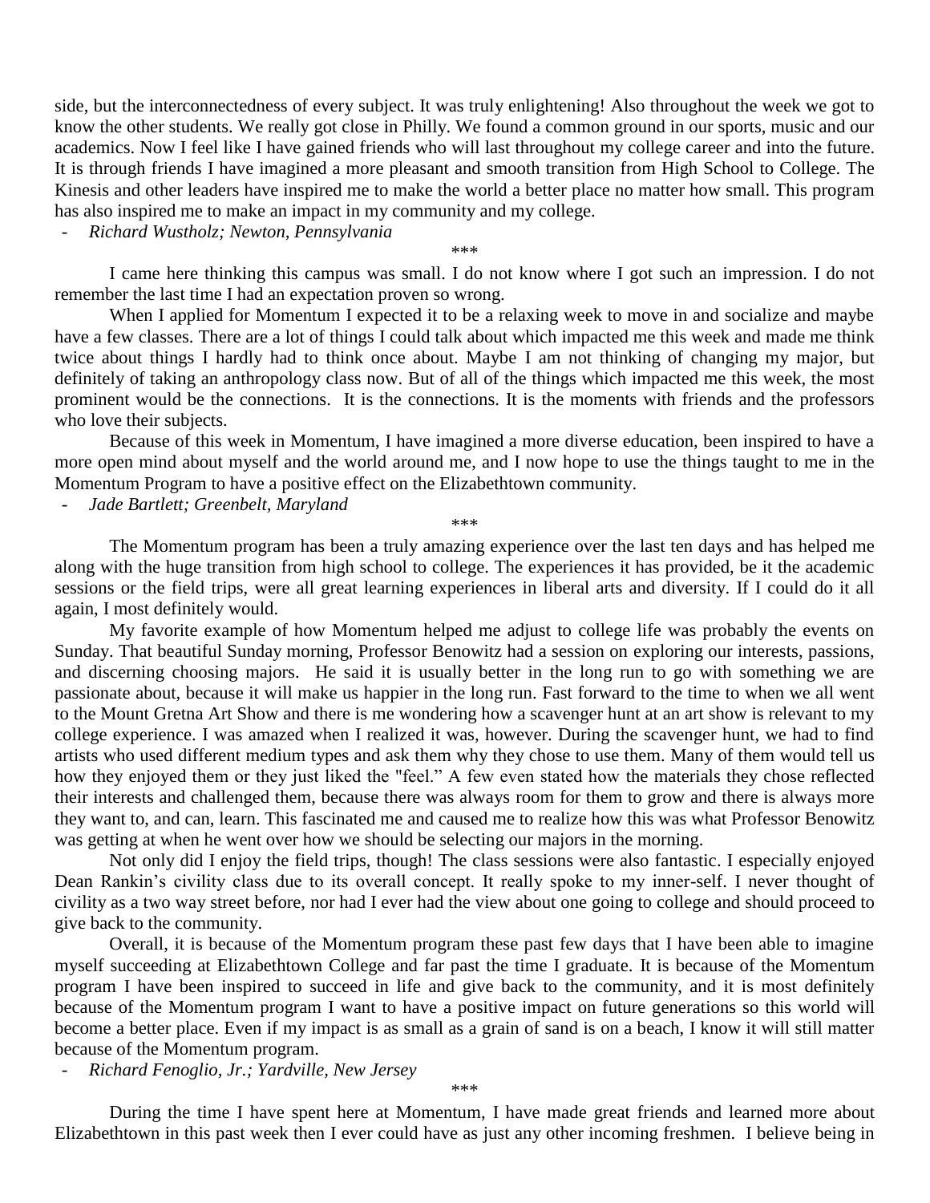side, but the interconnectedness of every subject. It was truly enlightening! Also throughout the week we got to know the other students. We really got close in Philly. We found a common ground in our sports, music and our academics. Now I feel like I have gained friends who will last throughout my college career and into the future. It is through friends I have imagined a more pleasant and smooth transition from High School to College. The Kinesis and other leaders have inspired me to make the world a better place no matter how small. This program has also inspired me to make an impact in my community and my college.

- *Richard Wustholz; Newton, Pennsylvania*

\*\*\*

I came here thinking this campus was small. I do not know where I got such an impression. I do not remember the last time I had an expectation proven so wrong.

When I applied for Momentum I expected it to be a relaxing week to move in and socialize and maybe have a few classes. There are a lot of things I could talk about which impacted me this week and made me think twice about things I hardly had to think once about. Maybe I am not thinking of changing my major, but definitely of taking an anthropology class now. But of all of the things which impacted me this week, the most prominent would be the connections. It is the connections. It is the moments with friends and the professors who love their subjects.

Because of this week in Momentum, I have imagined a more diverse education, been inspired to have a more open mind about myself and the world around me, and I now hope to use the things taught to me in the Momentum Program to have a positive effect on the Elizabethtown community.

- *Jade Bartlett; Greenbelt, Maryland*

\*\*\*

The Momentum program has been a truly amazing experience over the last ten days and has helped me along with the huge transition from high school to college. The experiences it has provided, be it the academic sessions or the field trips, were all great learning experiences in liberal arts and diversity. If I could do it all again, I most definitely would.

My favorite example of how Momentum helped me adjust to college life was probably the events on Sunday. That beautiful Sunday morning, Professor Benowitz had a session on exploring our interests, passions, and discerning choosing majors. He said it is usually better in the long run to go with something we are passionate about, because it will make us happier in the long run. Fast forward to the time to when we all went to the Mount Gretna Art Show and there is me wondering how a scavenger hunt at an art show is relevant to my college experience. I was amazed when I realized it was, however. During the scavenger hunt, we had to find artists who used different medium types and ask them why they chose to use them. Many of them would tell us how they enjoyed them or they just liked the "feel." A few even stated how the materials they chose reflected their interests and challenged them, because there was always room for them to grow and there is always more they want to, and can, learn. This fascinated me and caused me to realize how this was what Professor Benowitz was getting at when he went over how we should be selecting our majors in the morning.

Not only did I enjoy the field trips, though! The class sessions were also fantastic. I especially enjoyed Dean Rankin's civility class due to its overall concept. It really spoke to my inner-self. I never thought of civility as a two way street before, nor had I ever had the view about one going to college and should proceed to give back to the community.

Overall, it is because of the Momentum program these past few days that I have been able to imagine myself succeeding at Elizabethtown College and far past the time I graduate. It is because of the Momentum program I have been inspired to succeed in life and give back to the community, and it is most definitely because of the Momentum program I want to have a positive impact on future generations so this world will become a better place. Even if my impact is as small as a grain of sand is on a beach, I know it will still matter because of the Momentum program.

- *Richard Fenoglio, Jr.; Yardville, New Jersey*

\*\*\*

During the time I have spent here at Momentum, I have made great friends and learned more about Elizabethtown in this past week then I ever could have as just any other incoming freshmen. I believe being in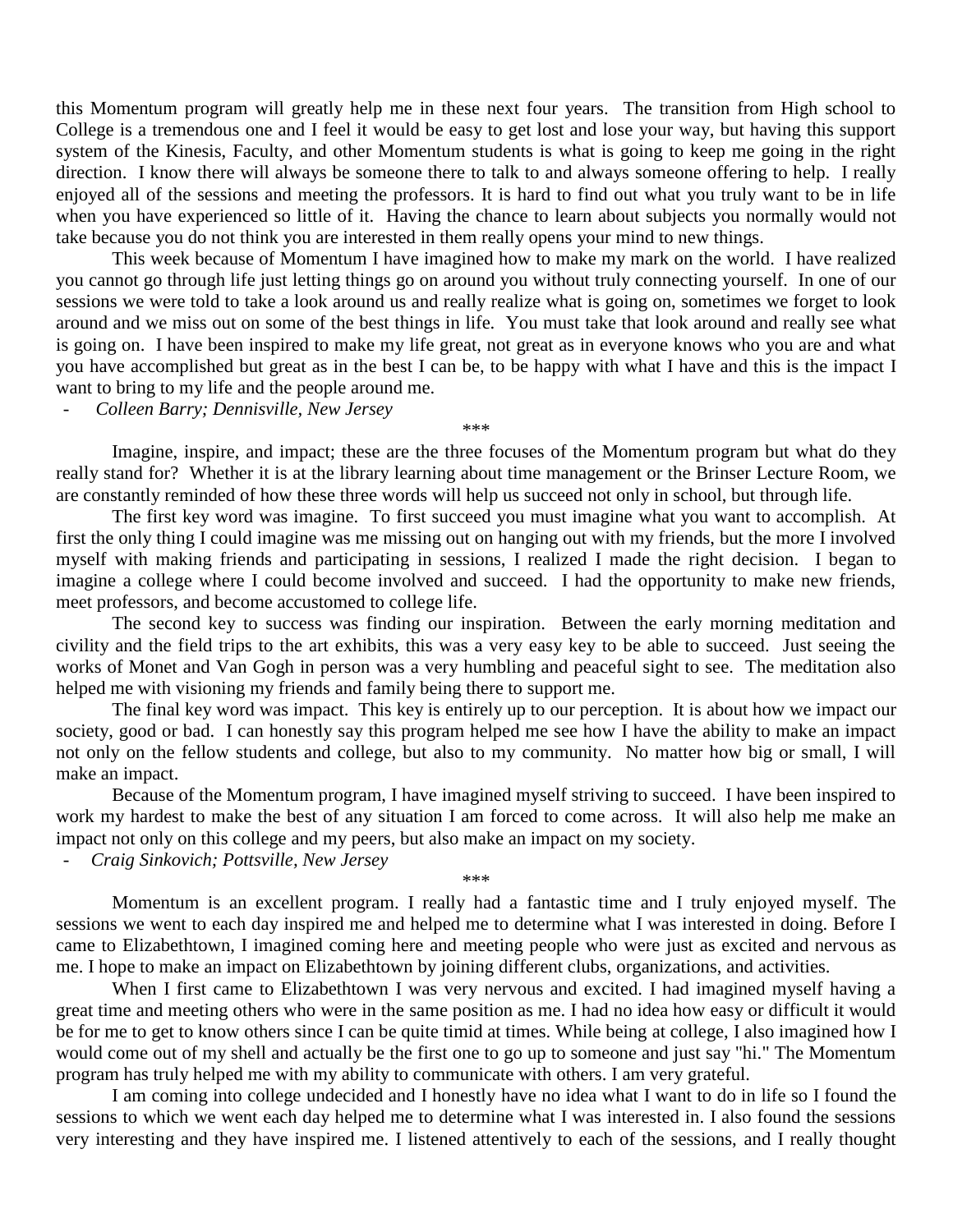this Momentum program will greatly help me in these next four years. The transition from High school to College is a tremendous one and I feel it would be easy to get lost and lose your way, but having this support system of the Kinesis, Faculty, and other Momentum students is what is going to keep me going in the right direction. I know there will always be someone there to talk to and always someone offering to help. I really enjoyed all of the sessions and meeting the professors. It is hard to find out what you truly want to be in life when you have experienced so little of it. Having the chance to learn about subjects you normally would not take because you do not think you are interested in them really opens your mind to new things.

This week because of Momentum I have imagined how to make my mark on the world. I have realized you cannot go through life just letting things go on around you without truly connecting yourself. In one of our sessions we were told to take a look around us and really realize what is going on, sometimes we forget to look around and we miss out on some of the best things in life. You must take that look around and really see what is going on. I have been inspired to make my life great, not great as in everyone knows who you are and what you have accomplished but great as in the best I can be, to be happy with what I have and this is the impact I want to bring to my life and the people around me.

- *Colleen Barry; Dennisville, New Jersey*

\*\*\*

Imagine, inspire, and impact; these are the three focuses of the Momentum program but what do they really stand for? Whether it is at the library learning about time management or the Brinser Lecture Room, we are constantly reminded of how these three words will help us succeed not only in school, but through life.

The first key word was imagine. To first succeed you must imagine what you want to accomplish. At first the only thing I could imagine was me missing out on hanging out with my friends, but the more I involved myself with making friends and participating in sessions, I realized I made the right decision. I began to imagine a college where I could become involved and succeed. I had the opportunity to make new friends, meet professors, and become accustomed to college life.

The second key to success was finding our inspiration. Between the early morning meditation and civility and the field trips to the art exhibits, this was a very easy key to be able to succeed. Just seeing the works of Monet and Van Gogh in person was a very humbling and peaceful sight to see. The meditation also helped me with visioning my friends and family being there to support me.

The final key word was impact. This key is entirely up to our perception. It is about how we impact our society, good or bad. I can honestly say this program helped me see how I have the ability to make an impact not only on the fellow students and college, but also to my community. No matter how big or small, I will make an impact.

Because of the Momentum program, I have imagined myself striving to succeed. I have been inspired to work my hardest to make the best of any situation I am forced to come across. It will also help me make an impact not only on this college and my peers, but also make an impact on my society.

- *Craig Sinkovich; Pottsville, New Jersey*

\*\*\*

Momentum is an excellent program. I really had a fantastic time and I truly enjoyed myself. The sessions we went to each day inspired me and helped me to determine what I was interested in doing. Before I came to Elizabethtown, I imagined coming here and meeting people who were just as excited and nervous as me. I hope to make an impact on Elizabethtown by joining different clubs, organizations, and activities.

When I first came to Elizabethtown I was very nervous and excited. I had imagined myself having a great time and meeting others who were in the same position as me. I had no idea how easy or difficult it would be for me to get to know others since I can be quite timid at times. While being at college, I also imagined how I would come out of my shell and actually be the first one to go up to someone and just say "hi." The Momentum program has truly helped me with my ability to communicate with others. I am very grateful.

I am coming into college undecided and I honestly have no idea what I want to do in life so I found the sessions to which we went each day helped me to determine what I was interested in. I also found the sessions very interesting and they have inspired me. I listened attentively to each of the sessions, and I really thought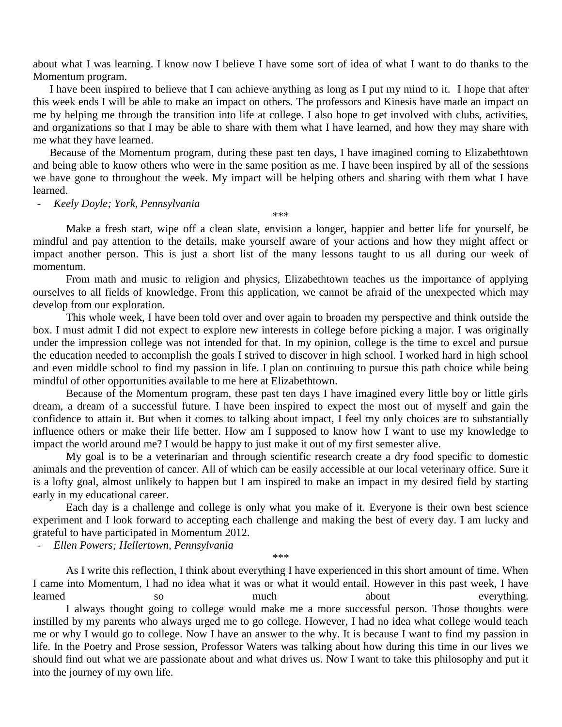about what I was learning. I know now I believe I have some sort of idea of what I want to do thanks to the Momentum program.

I have been inspired to believe that I can achieve anything as long as I put my mind to it. I hope that after this week ends I will be able to make an impact on others. The professors and Kinesis have made an impact on me by helping me through the transition into life at college. I also hope to get involved with clubs, activities, and organizations so that I may be able to share with them what I have learned, and how they may share with me what they have learned.

Because of the Momentum program, during these past ten days, I have imagined coming to Elizabethtown and being able to know others who were in the same position as me. I have been inspired by all of the sessions we have gone to throughout the week. My impact will be helping others and sharing with them what I have learned.

- *Keely Doyle; York, Pennsylvania*

***

Make a fresh start, wipe off a clean slate, envision a longer, happier and better life for yourself, be mindful and pay attention to the details, make yourself aware of your actions and how they might affect or impact another person. This is just a short list of the many lessons taught to us all during our week of momentum.

From math and music to religion and physics, Elizabethtown teaches us the importance of applying ourselves to all fields of knowledge. From this application, we cannot be afraid of the unexpected which may develop from our exploration.

This whole week, I have been told over and over again to broaden my perspective and think outside the box. I must admit I did not expect to explore new interests in college before picking a major. I was originally under the impression college was not intended for that. In my opinion, college is the time to excel and pursue the education needed to accomplish the goals I strived to discover in high school. I worked hard in high school and even middle school to find my passion in life. I plan on continuing to pursue this path choice while being mindful of other opportunities available to me here at Elizabethtown.

Because of the Momentum program, these past ten days I have imagined every little boy or little girls dream, a dream of a successful future. I have been inspired to expect the most out of myself and gain the confidence to attain it. But when it comes to talking about impact, I feel my only choices are to substantially influence others or make their life better. How am I supposed to know how I want to use my knowledge to impact the world around me? I would be happy to just make it out of my first semester alive.

My goal is to be a veterinarian and through scientific research create a dry food specific to domestic animals and the prevention of cancer. All of which can be easily accessible at our local veterinary office. Sure it is a lofty goal, almost unlikely to happen but I am inspired to make an impact in my desired field by starting early in my educational career.

Each day is a challenge and college is only what you make of it. Everyone is their own best science experiment and I look forward to accepting each challenge and making the best of every day. I am lucky and grateful to have participated in Momentum 2012.

- *Ellen Powers; Hellertown, Pennsylvania*

***

As I write this reflection, I think about everything I have experienced in this short amount of time. When I came into Momentum, I had no idea what it was or what it would entail. However in this past week, I have learned so much about everything.

I always thought going to college would make me a more successful person. Those thoughts were instilled by my parents who always urged me to go college. However, I had no idea what college would teach me or why I would go to college. Now I have an answer to the why. It is because I want to find my passion in life. In the Poetry and Prose session, Professor Waters was talking about how during this time in our lives we should find out what we are passionate about and what drives us. Now I want to take this philosophy and put it into the journey of my own life.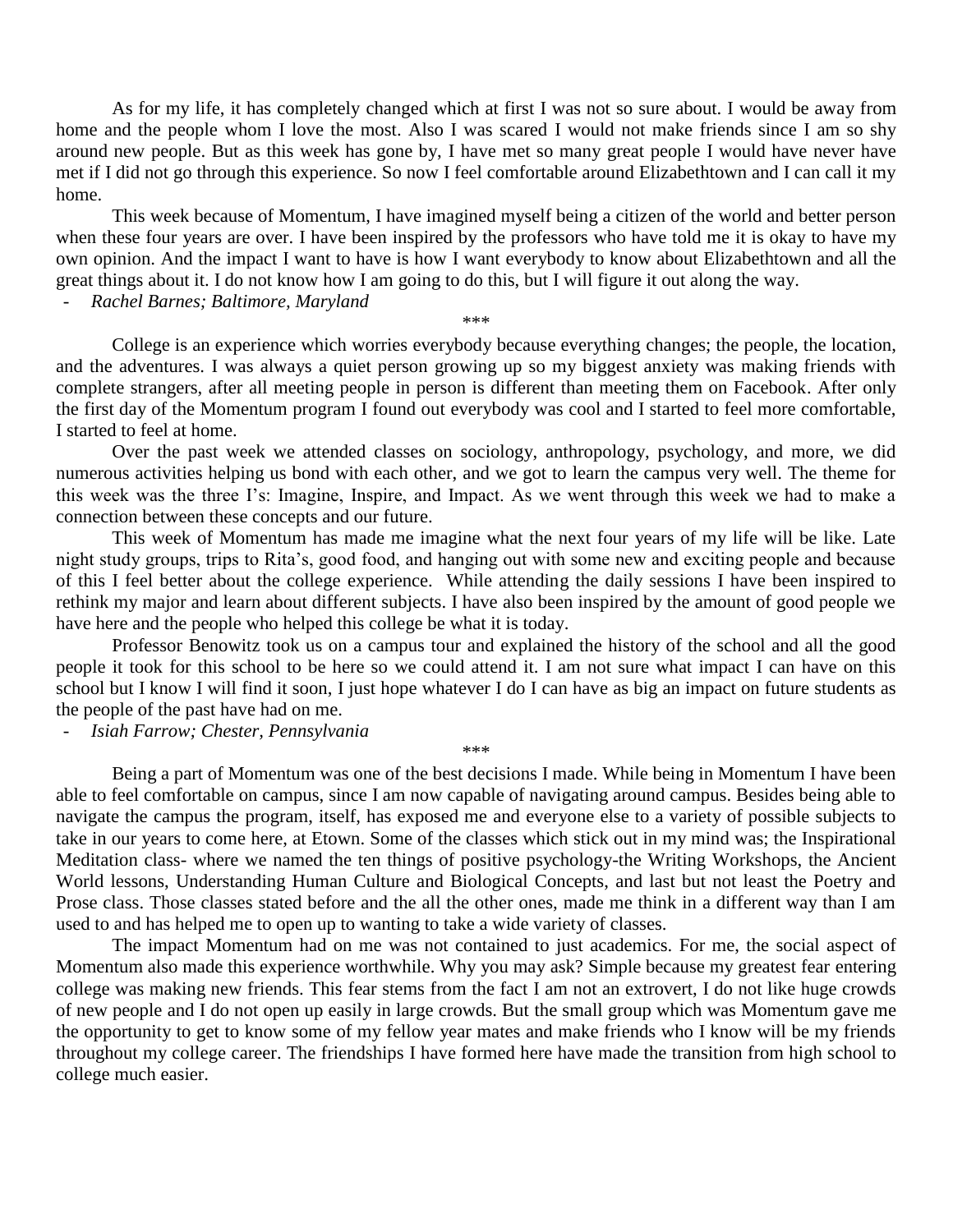As for my life, it has completely changed which at first I was not so sure about. I would be away from home and the people whom I love the most. Also I was scared I would not make friends since I am so shy around new people. But as this week has gone by, I have met so many great people I would have never have met if I did not go through this experience. So now I feel comfortable around Elizabethtown and I can call it my home.

This week because of Momentum, I have imagined myself being a citizen of the world and better person when these four years are over. I have been inspired by the professors who have told me it is okay to have my own opinion. And the impact I want to have is how I want everybody to know about Elizabethtown and all the great things about it. I do not know how I am going to do this, but I will figure it out along the way.

- *Rachel Barnes; Baltimore, Maryland*

\*\*\*

College is an experience which worries everybody because everything changes; the people, the location, and the adventures. I was always a quiet person growing up so my biggest anxiety was making friends with complete strangers, after all meeting people in person is different than meeting them on Facebook. After only the first day of the Momentum program I found out everybody was cool and I started to feel more comfortable, I started to feel at home.

Over the past week we attended classes on sociology, anthropology, psychology, and more, we did numerous activities helping us bond with each other, and we got to learn the campus very well. The theme for this week was the three I's: Imagine, Inspire, and Impact. As we went through this week we had to make a connection between these concepts and our future.

This week of Momentum has made me imagine what the next four years of my life will be like. Late night study groups, trips to Rita's, good food, and hanging out with some new and exciting people and because of this I feel better about the college experience. While attending the daily sessions I have been inspired to rethink my major and learn about different subjects. I have also been inspired by the amount of good people we have here and the people who helped this college be what it is today.

Professor Benowitz took us on a campus tour and explained the history of the school and all the good people it took for this school to be here so we could attend it. I am not sure what impact I can have on this school but I know I will find it soon, I just hope whatever I do I can have as big an impact on future students as the people of the past have had on me.

- *Isiah Farrow; Chester, Pennsylvania*

\*\*\*

Being a part of Momentum was one of the best decisions I made. While being in Momentum I have been able to feel comfortable on campus, since I am now capable of navigating around campus. Besides being able to navigate the campus the program, itself, has exposed me and everyone else to a variety of possible subjects to take in our years to come here, at Etown. Some of the classes which stick out in my mind was; the Inspirational Meditation class- where we named the ten things of positive psychology-the Writing Workshops, the Ancient World lessons, Understanding Human Culture and Biological Concepts, and last but not least the Poetry and Prose class. Those classes stated before and the all the other ones, made me think in a different way than I am used to and has helped me to open up to wanting to take a wide variety of classes.

The impact Momentum had on me was not contained to just academics. For me, the social aspect of Momentum also made this experience worthwhile. Why you may ask? Simple because my greatest fear entering college was making new friends. This fear stems from the fact I am not an extrovert, I do not like huge crowds of new people and I do not open up easily in large crowds. But the small group which was Momentum gave me the opportunity to get to know some of my fellow year mates and make friends who I know will be my friends throughout my college career. The friendships I have formed here have made the transition from high school to college much easier.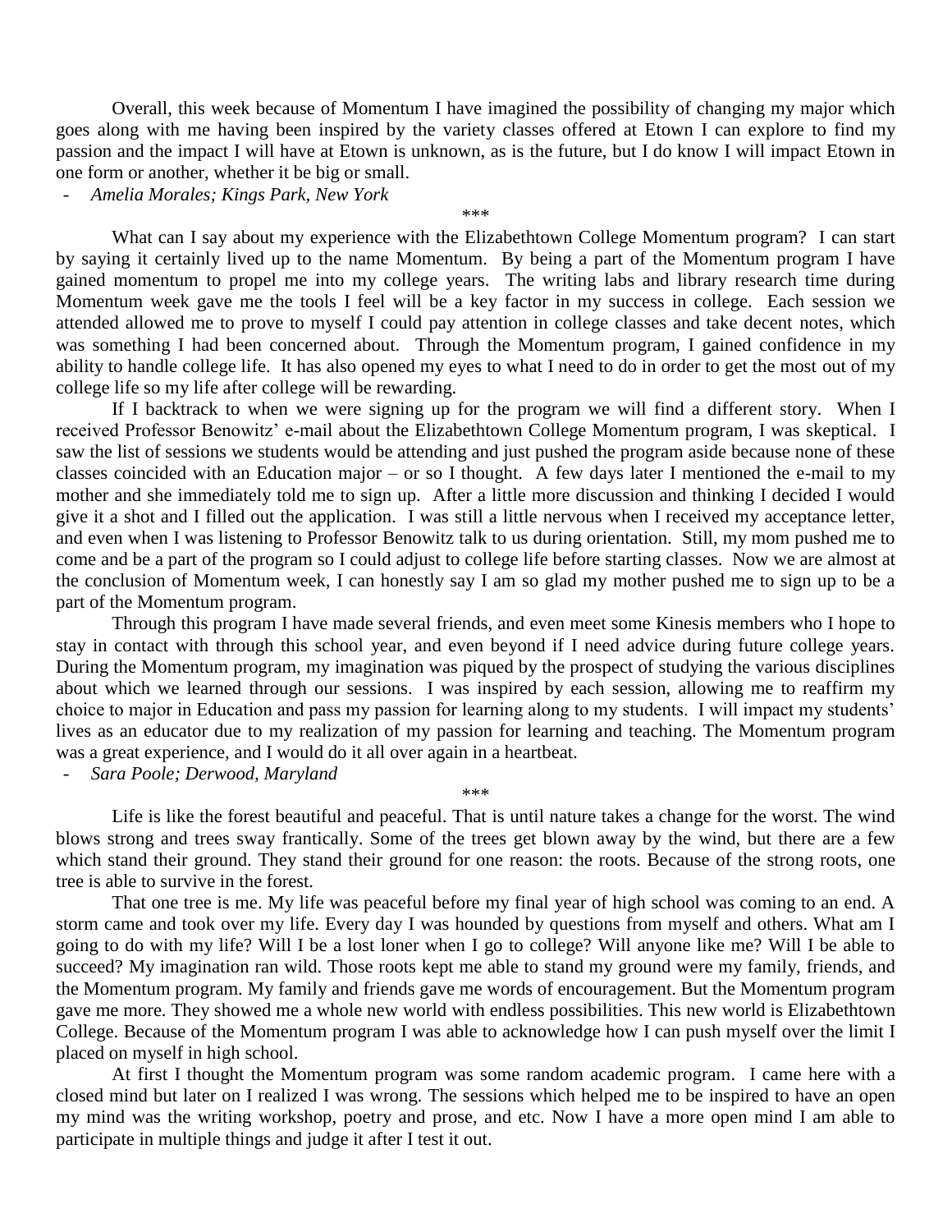Overall, this week because of Momentum I have imagined the possibility of changing my major which goes along with me having been inspired by the variety classes offered at Etown I can explore to find my passion and the impact I will have at Etown is unknown, as is the future, but I do know I will impact Etown in one form or another, whether it be big or small.

- *Amelia Morales; Kings Park, New York*

\*\*\*

What can I say about my experience with the Elizabethtown College Momentum program? I can start by saying it certainly lived up to the name Momentum. By being a part of the Momentum program I have gained momentum to propel me into my college years. The writing labs and library research time during Momentum week gave me the tools I feel will be a key factor in my success in college. Each session we attended allowed me to prove to myself I could pay attention in college classes and take decent notes, which was something I had been concerned about. Through the Momentum program, I gained confidence in my ability to handle college life. It has also opened my eyes to what I need to do in order to get the most out of my college life so my life after college will be rewarding.

If I backtrack to when we were signing up for the program we will find a different story. When I received Professor Benowitz' e-mail about the Elizabethtown College Momentum program, I was skeptical. I saw the list of sessions we students would be attending and just pushed the program aside because none of these classes coincided with an Education major – or so I thought. A few days later I mentioned the e-mail to my mother and she immediately told me to sign up. After a little more discussion and thinking I decided I would give it a shot and I filled out the application. I was still a little nervous when I received my acceptance letter, and even when I was listening to Professor Benowitz talk to us during orientation. Still, my mom pushed me to come and be a part of the program so I could adjust to college life before starting classes. Now we are almost at the conclusion of Momentum week, I can honestly say I am so glad my mother pushed me to sign up to be a part of the Momentum program.

Through this program I have made several friends, and even meet some Kinesis members who I hope to stay in contact with through this school year, and even beyond if I need advice during future college years. During the Momentum program, my imagination was piqued by the prospect of studying the various disciplines about which we learned through our sessions. I was inspired by each session, allowing me to reaffirm my choice to major in Education and pass my passion for learning along to my students. I will impact my students' lives as an educator due to my realization of my passion for learning and teaching. The Momentum program was a great experience, and I would do it all over again in a heartbeat.

- *Sara Poole; Derwood, Maryland*

\*\*\*

Life is like the forest beautiful and peaceful. That is until nature takes a change for the worst. The wind blows strong and trees sway frantically. Some of the trees get blown away by the wind, but there are a few which stand their ground. They stand their ground for one reason: the roots. Because of the strong roots, one tree is able to survive in the forest.

That one tree is me. My life was peaceful before my final year of high school was coming to an end. A storm came and took over my life. Every day I was hounded by questions from myself and others. What am I going to do with my life? Will I be a lost loner when I go to college? Will anyone like me? Will I be able to succeed? My imagination ran wild. Those roots kept me able to stand my ground were my family, friends, and the Momentum program. My family and friends gave me words of encouragement. But the Momentum program gave me more. They showed me a whole new world with endless possibilities. This new world is Elizabethtown College. Because of the Momentum program I was able to acknowledge how I can push myself over the limit I placed on myself in high school.

At first I thought the Momentum program was some random academic program. I came here with a closed mind but later on I realized I was wrong. The sessions which helped me to be inspired to have an open my mind was the writing workshop, poetry and prose, and etc. Now I have a more open mind I am able to participate in multiple things and judge it after I test it out.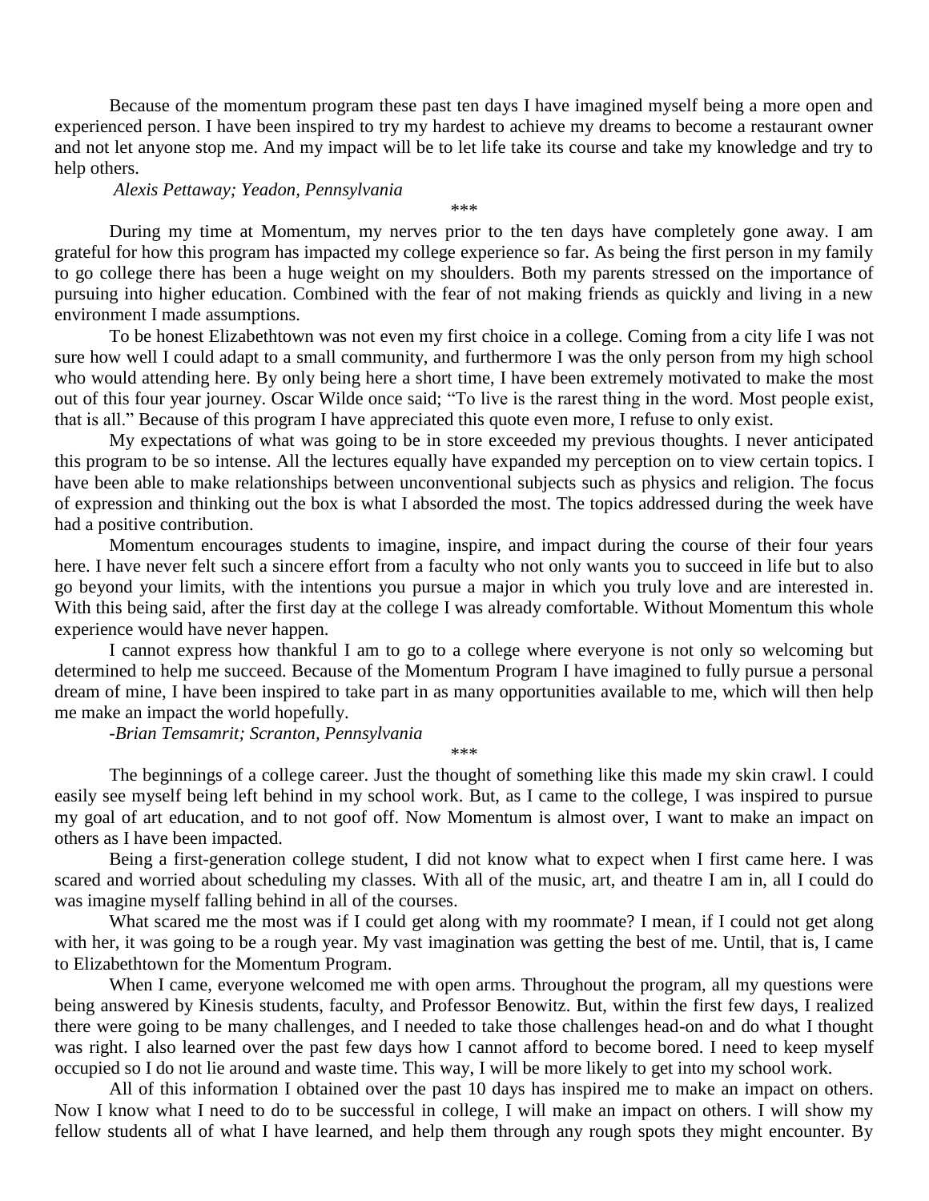Because of the momentum program these past ten days I have imagined myself being a more open and experienced person. I have been inspired to try my hardest to achieve my dreams to become a restaurant owner and not let anyone stop me. And my impact will be to let life take its course and take my knowledge and try to help others.

*Alexis Pettaway; Yeadon, Pennsylvania*

\*\*\*

During my time at Momentum, my nerves prior to the ten days have completely gone away. I am grateful for how this program has impacted my college experience so far. As being the first person in my family to go college there has been a huge weight on my shoulders. Both my parents stressed on the importance of pursuing into higher education. Combined with the fear of not making friends as quickly and living in a new environment I made assumptions.

To be honest Elizabethtown was not even my first choice in a college. Coming from a city life I was not sure how well I could adapt to a small community, and furthermore I was the only person from my high school who would attending here. By only being here a short time, I have been extremely motivated to make the most out of this four year journey. Oscar Wilde once said; "To live is the rarest thing in the word. Most people exist, that is all." Because of this program I have appreciated this quote even more, I refuse to only exist.

My expectations of what was going to be in store exceeded my previous thoughts. I never anticipated this program to be so intense. All the lectures equally have expanded my perception on to view certain topics. I have been able to make relationships between unconventional subjects such as physics and religion. The focus of expression and thinking out the box is what I absorded the most. The topics addressed during the week have had a positive contribution.

Momentum encourages students to imagine, inspire, and impact during the course of their four years here. I have never felt such a sincere effort from a faculty who not only wants you to succeed in life but to also go beyond your limits, with the intentions you pursue a major in which you truly love and are interested in. With this being said, after the first day at the college I was already comfortable. Without Momentum this whole experience would have never happen.

I cannot express how thankful I am to go to a college where everyone is not only so welcoming but determined to help me succeed. Because of the Momentum Program I have imagined to fully pursue a personal dream of mine, I have been inspired to take part in as many opportunities available to me, which will then help me make an impact the world hopefully.

*-Brian Temsamrit; Scranton, Pennsylvania*

\*\*\*

The beginnings of a college career. Just the thought of something like this made my skin crawl. I could easily see myself being left behind in my school work. But, as I came to the college, I was inspired to pursue my goal of art education, and to not goof off. Now Momentum is almost over, I want to make an impact on others as I have been impacted.

Being a first-generation college student, I did not know what to expect when I first came here. I was scared and worried about scheduling my classes. With all of the music, art, and theatre I am in, all I could do was imagine myself falling behind in all of the courses.

What scared me the most was if I could get along with my roommate? I mean, if I could not get along with her, it was going to be a rough year. My vast imagination was getting the best of me. Until, that is, I came to Elizabethtown for the Momentum Program.

When I came, everyone welcomed me with open arms. Throughout the program, all my questions were being answered by Kinesis students, faculty, and Professor Benowitz. But, within the first few days, I realized there were going to be many challenges, and I needed to take those challenges head-on and do what I thought was right. I also learned over the past few days how I cannot afford to become bored. I need to keep myself occupied so I do not lie around and waste time. This way, I will be more likely to get into my school work.

All of this information I obtained over the past 10 days has inspired me to make an impact on others. Now I know what I need to do to be successful in college, I will make an impact on others. I will show my fellow students all of what I have learned, and help them through any rough spots they might encounter. By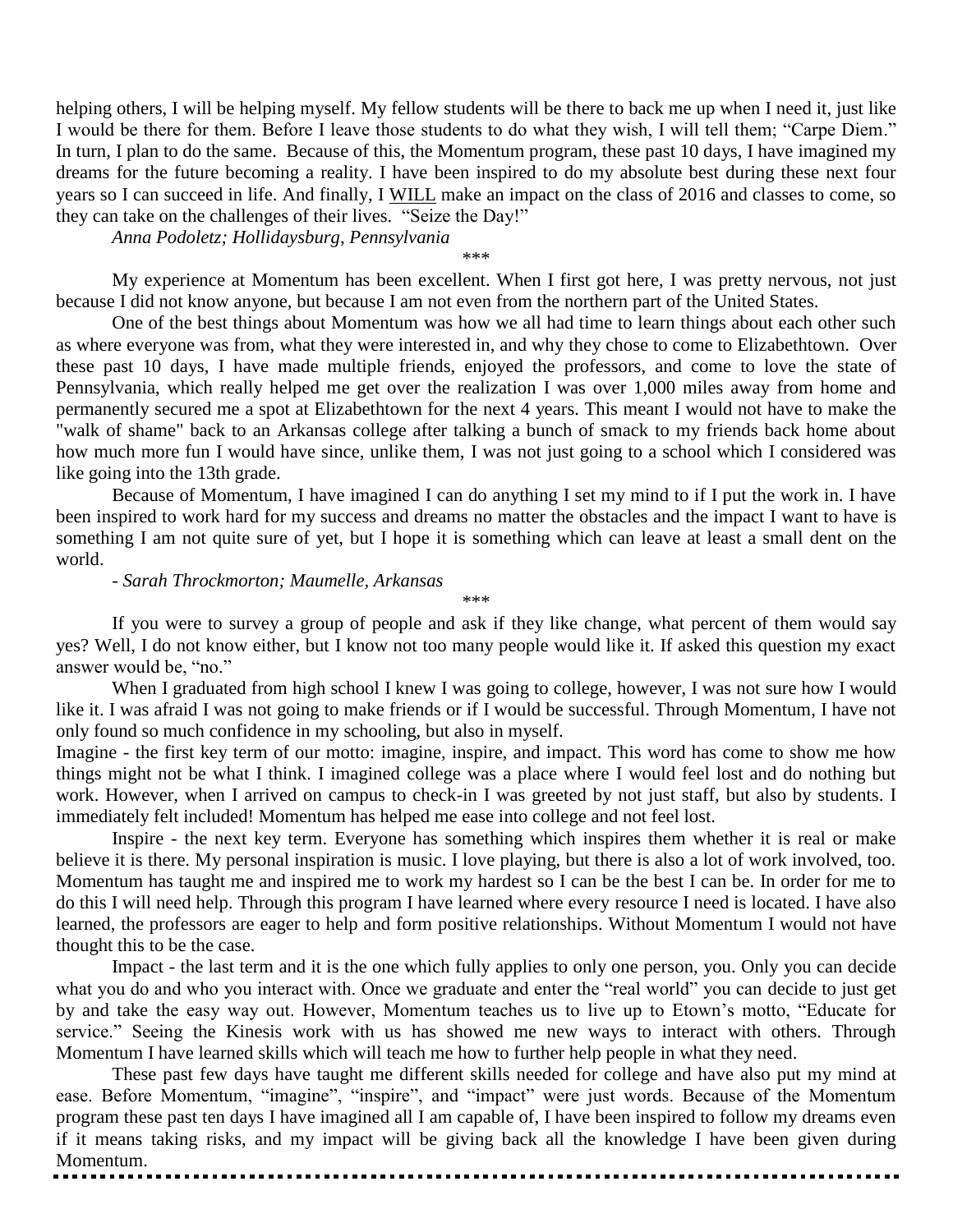helping others, I will be helping myself. My fellow students will be there to back me up when I need it, just like I would be there for them. Before I leave those students to do what they wish, I will tell them; "Carpe Diem." In turn, I plan to do the same. Because of this, the Momentum program, these past 10 days, I have imagined my dreams for the future becoming a reality. I have been inspired to do my absolute best during these next four years so I can succeed in life. And finally, I <u>WILL</u> make an impact on the class of 2016 and classes to come, so they can take on the challenges of their lives. "Seize the Day!"

*Anna Podoletz; Hollidaysburg, Pennsylvania*

\*\*\*

My experience at Momentum has been excellent. When I first got here, I was pretty nervous, not just because I did not know anyone, but because I am not even from the northern part of the United States.

One of the best things about Momentum was how we all had time to learn things about each other such as where everyone was from, what they were interested in, and why they chose to come to Elizabethtown. Over these past 10 days, I have made multiple friends, enjoyed the professors, and come to love the state of Pennsylvania, which really helped me get over the realization I was over 1,000 miles away from home and permanently secured me a spot at Elizabethtown for the next 4 years. This meant I would not have to make the "walk of shame" back to an Arkansas college after talking a bunch of smack to my friends back home about how much more fun I would have since, unlike them, I was not just going to a school which I considered was like going into the 13th grade.

Because of Momentum, I have imagined I can do anything I set my mind to if I put the work in. I have been inspired to work hard for my success and dreams no matter the obstacles and the impact I want to have is something I am not quite sure of yet, but I hope it is something which can leave at least a small dent on the world.

*- Sarah Throckmorton; Maumelle, Arkansas*

\*\*\*

If you were to survey a group of people and ask if they like change, what percent of them would say yes? Well, I do not know either, but I know not too many people would like it. If asked this question my exact answer would be, "no."

When I graduated from high school I knew I was going to college, however, I was not sure how I would like it. I was afraid I was not going to make friends or if I would be successful. Through Momentum, I have not only found so much confidence in my schooling, but also in myself.

Imagine - the first key term of our motto: imagine, inspire, and impact. This word has come to show me how things might not be what I think. I imagined college was a place where I would feel lost and do nothing but work. However, when I arrived on campus to check-in I was greeted by not just staff, but also by students. I immediately felt included! Momentum has helped me ease into college and not feel lost.

Inspire - the next key term. Everyone has something which inspires them whether it is real or make believe it is there. My personal inspiration is music. I love playing, but there is also a lot of work involved, too. Momentum has taught me and inspired me to work my hardest so I can be the best I can be. In order for me to do this I will need help. Through this program I have learned where every resource I need is located. I have also learned, the professors are eager to help and form positive relationships. Without Momentum I would not have thought this to be the case.

Impact - the last term and it is the one which fully applies to only one person, you. Only you can decide what you do and who you interact with. Once we graduate and enter the "real world" you can decide to just get by and take the easy way out. However, Momentum teaches us to live up to Etown's motto, "Educate for service." Seeing the Kinesis work with us has showed me new ways to interact with others. Through Momentum I have learned skills which will teach me how to further help people in what they need.

These past few days have taught me different skills needed for college and have also put my mind at ease. Before Momentum, "imagine", "inspire", and "impact" were just words. Because of the Momentum program these past ten days I have imagined all I am capable of, I have been inspired to follow my dreams even if it means taking risks, and my impact will be giving back all the knowledge I have been given during Momentum.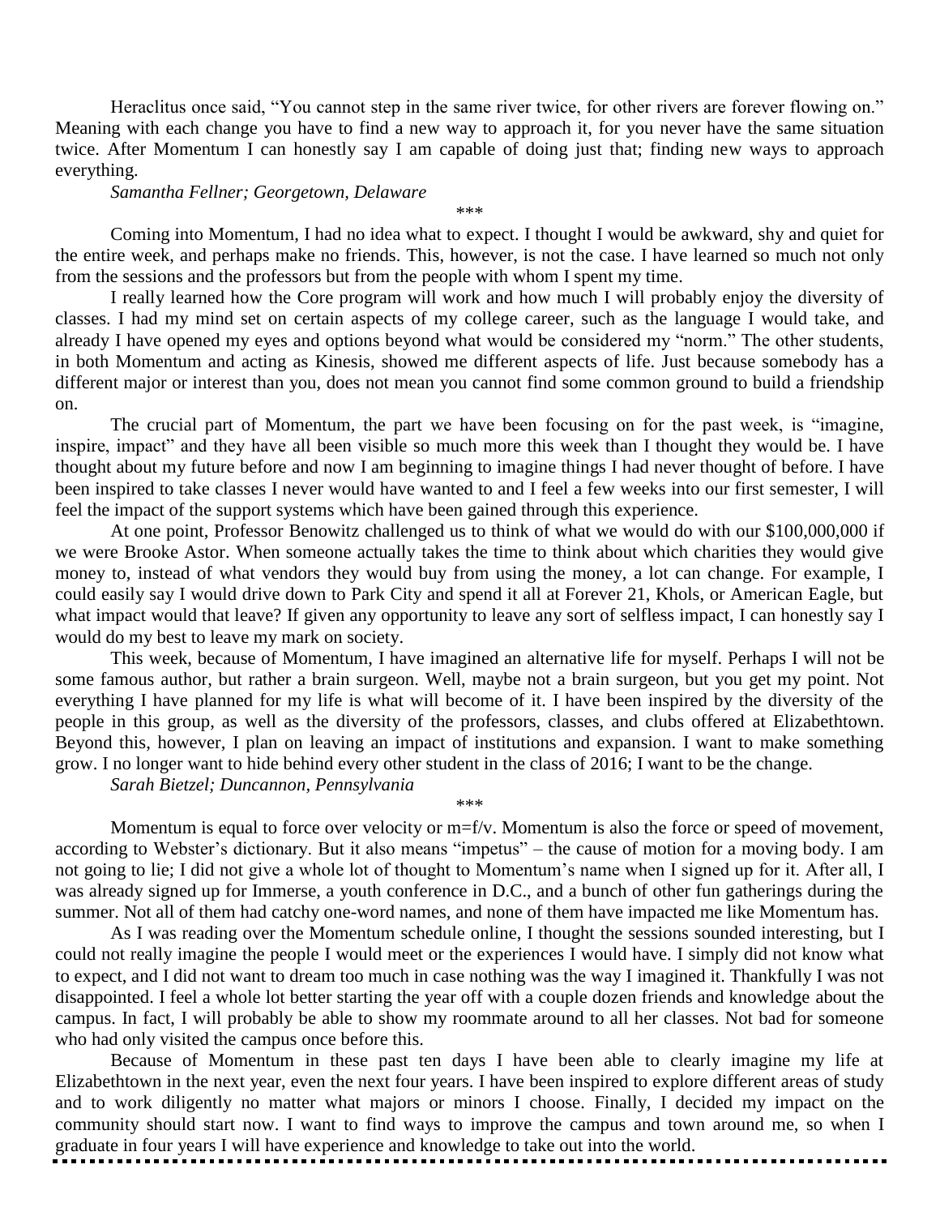Heraclitus once said, “You cannot step in the same river twice, for other rivers are forever flowing on.” Meaning with each change you have to find a new way to approach it, for you never have the same situation twice. After Momentum I can honestly say I am capable of doing just that; finding new ways to approach everything.

*Samantha Fellner; Georgetown, Delaware*

\*\*\*

Coming into Momentum, I had no idea what to expect. I thought I would be awkward, shy and quiet for the entire week, and perhaps make no friends. This, however, is not the case. I have learned so much not only from the sessions and the professors but from the people with whom I spent my time.

I really learned how the Core program will work and how much I will probably enjoy the diversity of classes. I had my mind set on certain aspects of my college career, such as the language I would take, and already I have opened my eyes and options beyond what would be considered my “norm.” The other students, in both Momentum and acting as Kinesis, showed me different aspects of life. Just because somebody has a different major or interest than you, does not mean you cannot find some common ground to build a friendship on.

The crucial part of Momentum, the part we have been focusing on for the past week, is “imagine, inspire, impact” and they have all been visible so much more this week than I thought they would be. I have thought about my future before and now I am beginning to imagine things I had never thought of before. I have been inspired to take classes I never would have wanted to and I feel a few weeks into our first semester, I will feel the impact of the support systems which have been gained through this experience.

At one point, Professor Benowitz challenged us to think of what we would do with our $100,000,000 if we were Brooke Astor. When someone actually takes the time to think about which charities they would give money to, instead of what vendors they would buy from using the money, a lot can change. For example, I could easily say I would drive down to Park City and spend it all at Forever 21, Khols, or American Eagle, but what impact would that leave? If given any opportunity to leave any sort of selfless impact, I can honestly say I would do my best to leave my mark on society.

This week, because of Momentum, I have imagined an alternative life for myself. Perhaps I will not be some famous author, but rather a brain surgeon. Well, maybe not a brain surgeon, but you get my point. Not everything I have planned for my life is what will become of it. I have been inspired by the diversity of the people in this group, as well as the diversity of the professors, classes, and clubs offered at Elizabethtown. Beyond this, however, I plan on leaving an impact of institutions and expansion. I want to make something grow. I no longer want to hide behind every other student in the class of 2016; I want to be the change.

*Sarah Bietzel; Duncannon, Pennsylvania*

\*\*\*

Momentum is equal to force over velocity or m=f/v. Momentum is also the force or speed of movement, according to Webster’s dictionary. But it also means “impetus” – the cause of motion for a moving body. I am not going to lie; I did not give a whole lot of thought to Momentum’s name when I signed up for it. After all, I was already signed up for Immerse, a youth conference in D.C., and a bunch of other fun gatherings during the summer. Not all of them had catchy one-word names, and none of them have impacted me like Momentum has.

As I was reading over the Momentum schedule online, I thought the sessions sounded interesting, but I could not really imagine the people I would meet or the experiences I would have. I simply did not know what to expect, and I did not want to dream too much in case nothing was the way I imagined it. Thankfully I was not disappointed. I feel a whole lot better starting the year off with a couple dozen friends and knowledge about the campus. In fact, I will probably be able to show my roommate around to all her classes. Not bad for someone who had only visited the campus once before this.

Because of Momentum in these past ten days I have been able to clearly imagine my life at Elizabethtown in the next year, even the next four years. I have been inspired to explore different areas of study and to work diligently no matter what majors or minors I choose. Finally, I decided my impact on the community should start now. I want to find ways to improve the campus and town around me, so when I graduate in four years I will have experience and knowledge to take out into the world.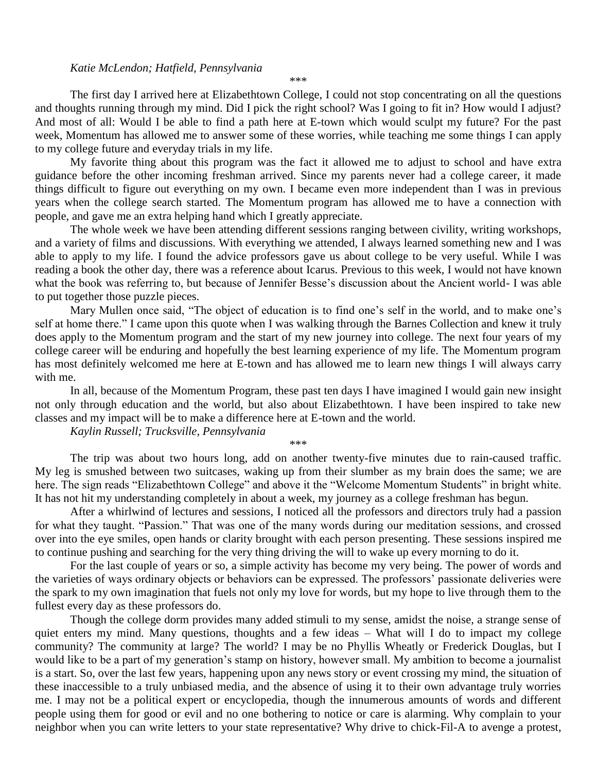*Katie McLendon; Hatfield, Pennsylvania*

\*\*\*

The first day I arrived here at Elizabethtown College, I could not stop concentrating on all the questions and thoughts running through my mind. Did I pick the right school? Was I going to fit in? How would I adjust? And most of all: Would I be able to find a path here at E-town which would sculpt my future? For the past week, Momentum has allowed me to answer some of these worries, while teaching me some things I can apply to my college future and everyday trials in my life.

My favorite thing about this program was the fact it allowed me to adjust to school and have extra guidance before the other incoming freshman arrived. Since my parents never had a college career, it made things difficult to figure out everything on my own. I became even more independent than I was in previous years when the college search started. The Momentum program has allowed me to have a connection with people, and gave me an extra helping hand which I greatly appreciate.

The whole week we have been attending different sessions ranging between civility, writing workshops, and a variety of films and discussions. With everything we attended, I always learned something new and I was able to apply to my life. I found the advice professors gave us about college to be very useful. While I was reading a book the other day, there was a reference about Icarus. Previous to this week, I would not have known what the book was referring to, but because of Jennifer Besse's discussion about the Ancient world- I was able to put together those puzzle pieces.

Mary Mullen once said, "The object of education is to find one's self in the world, and to make one's self at home there." I came upon this quote when I was walking through the Barnes Collection and knew it truly does apply to the Momentum program and the start of my new journey into college. The next four years of my college career will be enduring and hopefully the best learning experience of my life. The Momentum program has most definitely welcomed me here at E-town and has allowed me to learn new things I will always carry with me.

In all, because of the Momentum Program, these past ten days I have imagined I would gain new insight not only through education and the world, but also about Elizabethtown. I have been inspired to take new classes and my impact will be to make a difference here at E-town and the world.

*Kaylin Russell; Trucksville, Pennsylvania*

\*\*\*

The trip was about two hours long, add on another twenty-five minutes due to rain-caused traffic. My leg is smushed between two suitcases, waking up from their slumber as my brain does the same; we are here. The sign reads "Elizabethtown College" and above it the "Welcome Momentum Students" in bright white. It has not hit my understanding completely in about a week, my journey as a college freshman has begun.

After a whirlwind of lectures and sessions, I noticed all the professors and directors truly had a passion for what they taught. "Passion." That was one of the many words during our meditation sessions, and crossed over into the eye smiles, open hands or clarity brought with each person presenting. These sessions inspired me to continue pushing and searching for the very thing driving the will to wake up every morning to do it.

For the last couple of years or so, a simple activity has become my very being. The power of words and the varieties of ways ordinary objects or behaviors can be expressed. The professors' passionate deliveries were the spark to my own imagination that fuels not only my love for words, but my hope to live through them to the fullest every day as these professors do.

Though the college dorm provides many added stimuli to my sense, amidst the noise, a strange sense of quiet enters my mind. Many questions, thoughts and a few ideas – What will I do to impact my college community? The community at large? The world? I may be no Phyllis Wheatly or Frederick Douglas, but I would like to be a part of my generation's stamp on history, however small. My ambition to become a journalist is a start. So, over the last few years, happening upon any news story or event crossing my mind, the situation of these inaccessible to a truly unbiased media, and the absence of using it to their own advantage truly worries me. I may not be a political expert or encyclopedia, though the innumerous amounts of words and different people using them for good or evil and no one bothering to notice or care is alarming. Why complain to your neighbor when you can write letters to your state representative? Why drive to chick-Fil-A to avenge a protest,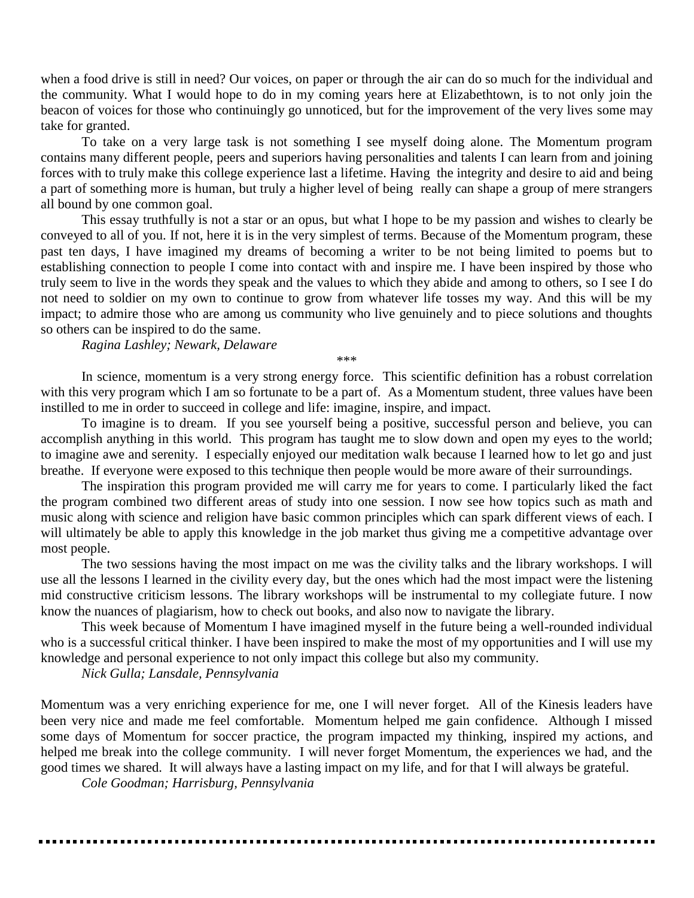when a food drive is still in need? Our voices, on paper or through the air can do so much for the individual and the community. What I would hope to do in my coming years here at Elizabethtown, is to not only join the beacon of voices for those who continuingly go unnoticed, but for the improvement of the very lives some may take for granted.

To take on a very large task is not something I see myself doing alone. The Momentum program contains many different people, peers and superiors having personalities and talents I can learn from and joining forces with to truly make this college experience last a lifetime. Having the integrity and desire to aid and being a part of something more is human, but truly a higher level of being really can shape a group of mere strangers all bound by one common goal.

This essay truthfully is not a star or an opus, but what I hope to be my passion and wishes to clearly be conveyed to all of you. If not, here it is in the very simplest of terms. Because of the Momentum program, these past ten days, I have imagined my dreams of becoming a writer to be not being limited to poems but to establishing connection to people I come into contact with and inspire me. I have been inspired by those who truly seem to live in the words they speak and the values to which they abide and among to others, so I see I do not need to soldier on my own to continue to grow from whatever life tosses my way. And this will be my impact; to admire those who are among us community who live genuinely and to piece solutions and thoughts so others can be inspired to do the same.

*Ragina Lashley; Newark, Delaware*

\*\*\*

In science, momentum is a very strong energy force. This scientific definition has a robust correlation with this very program which I am so fortunate to be a part of. As a Momentum student, three values have been instilled to me in order to succeed in college and life: imagine, inspire, and impact.

To imagine is to dream. If you see yourself being a positive, successful person and believe, you can accomplish anything in this world. This program has taught me to slow down and open my eyes to the world; to imagine awe and serenity. I especially enjoyed our meditation walk because I learned how to let go and just breathe. If everyone were exposed to this technique then people would be more aware of their surroundings.

The inspiration this program provided me will carry me for years to come. I particularly liked the fact the program combined two different areas of study into one session. I now see how topics such as math and music along with science and religion have basic common principles which can spark different views of each. I will ultimately be able to apply this knowledge in the job market thus giving me a competitive advantage over most people.

The two sessions having the most impact on me was the civility talks and the library workshops. I will use all the lessons I learned in the civility every day, but the ones which had the most impact were the listening mid constructive criticism lessons. The library workshops will be instrumental to my collegiate future. I now know the nuances of plagiarism, how to check out books, and also now to navigate the library.

This week because of Momentum I have imagined myself in the future being a well-rounded individual who is a successful critical thinker. I have been inspired to make the most of my opportunities and I will use my knowledge and personal experience to not only impact this college but also my community.

*Nick Gulla; Lansdale, Pennsylvania*

Momentum was a very enriching experience for me, one I will never forget. All of the Kinesis leaders have been very nice and made me feel comfortable. Momentum helped me gain confidence. Although I missed some days of Momentum for soccer practice, the program impacted my thinking, inspired my actions, and helped me break into the college community. I will never forget Momentum, the experiences we had, and the good times we shared. It will always have a lasting impact on my life, and for that I will always be grateful.

*Cole Goodman; Harrisburg, Pennsylvania*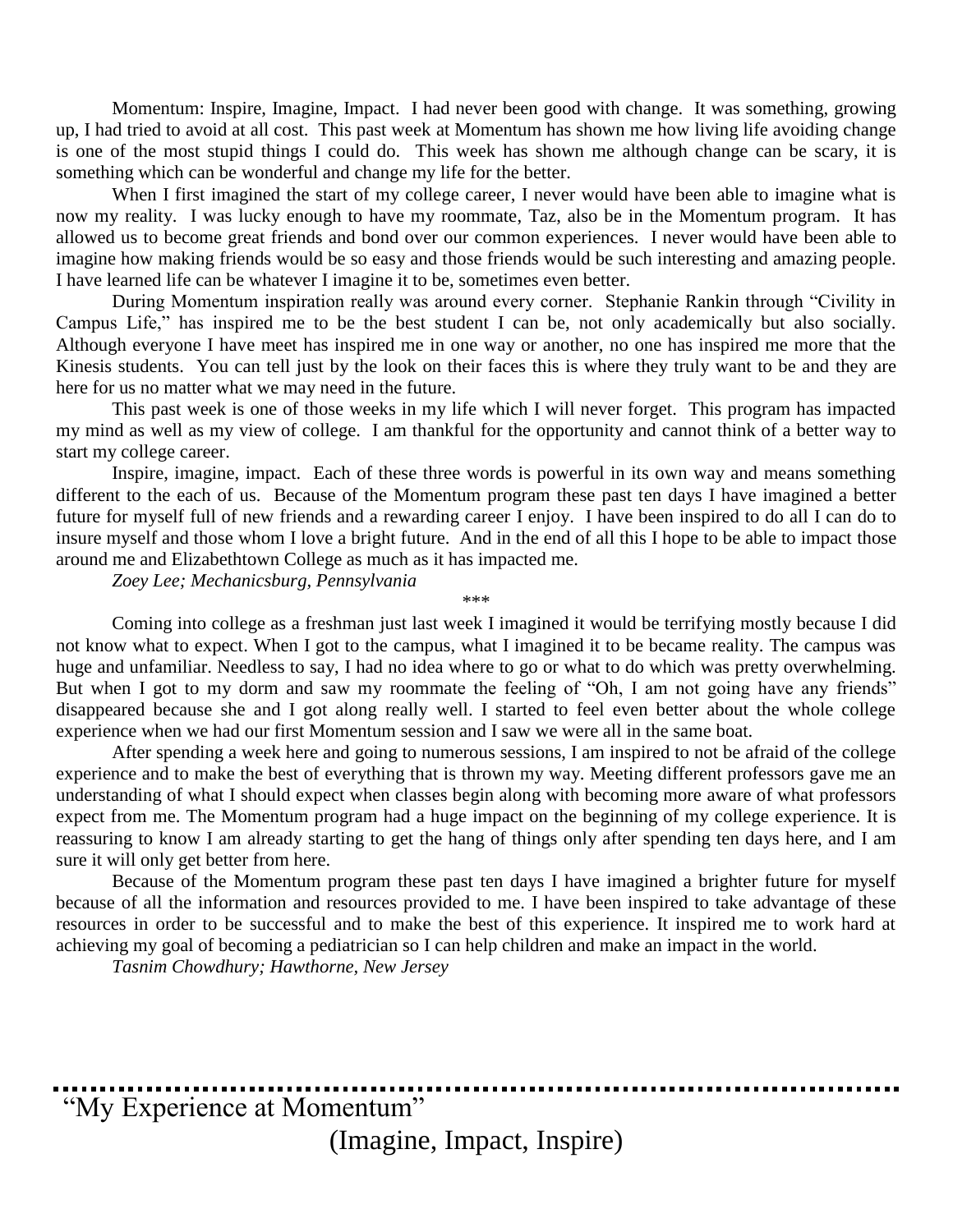Momentum: Inspire, Imagine, Impact. I had never been good with change. It was something, growing up, I had tried to avoid at all cost. This past week at Momentum has shown me how living life avoiding change is one of the most stupid things I could do. This week has shown me although change can be scary, it is something which can be wonderful and change my life for the better.

When I first imagined the start of my college career, I never would have been able to imagine what is now my reality. I was lucky enough to have my roommate, Taz, also be in the Momentum program. It has allowed us to become great friends and bond over our common experiences. I never would have been able to imagine how making friends would be so easy and those friends would be such interesting and amazing people. I have learned life can be whatever I imagine it to be, sometimes even better.

During Momentum inspiration really was around every corner. Stephanie Rankin through "Civility in Campus Life," has inspired me to be the best student I can be, not only academically but also socially. Although everyone I have meet has inspired me in one way or another, no one has inspired me more that the Kinesis students. You can tell just by the look on their faces this is where they truly want to be and they are here for us no matter what we may need in the future.

This past week is one of those weeks in my life which I will never forget. This program has impacted my mind as well as my view of college. I am thankful for the opportunity and cannot think of a better way to start my college career.

Inspire, imagine, impact. Each of these three words is powerful in its own way and means something different to the each of us. Because of the Momentum program these past ten days I have imagined a better future for myself full of new friends and a rewarding career I enjoy. I have been inspired to do all I can do to insure myself and those whom I love a bright future. And in the end of all this I hope to be able to impact those around me and Elizabethtown College as much as it has impacted me.

*Zoey Lee; Mechanicsburg, Pennsylvania*

\*\*\*

Coming into college as a freshman just last week I imagined it would be terrifying mostly because I did not know what to expect. When I got to the campus, what I imagined it to be became reality. The campus was huge and unfamiliar. Needless to say, I had no idea where to go or what to do which was pretty overwhelming. But when I got to my dorm and saw my roommate the feeling of "Oh, I am not going have any friends" disappeared because she and I got along really well. I started to feel even better about the whole college experience when we had our first Momentum session and I saw we were all in the same boat.

After spending a week here and going to numerous sessions, I am inspired to not be afraid of the college experience and to make the best of everything that is thrown my way. Meeting different professors gave me an understanding of what I should expect when classes begin along with becoming more aware of what professors expect from me. The Momentum program had a huge impact on the beginning of my college experience. It is reassuring to know I am already starting to get the hang of things only after spending ten days here, and I am sure it will only get better from here.

Because of the Momentum program these past ten days I have imagined a brighter future for myself because of all the information and resources provided to me. I have been inspired to take advantage of these resources in order to be successful and to make the best of this experience. It inspired me to work hard at achieving my goal of becoming a pediatrician so I can help children and make an impact in the world.

*Tasnim Chowdhury; Hawthorne, New Jersey*

"My Experience at Momentum"

(Imagine, Impact, Inspire)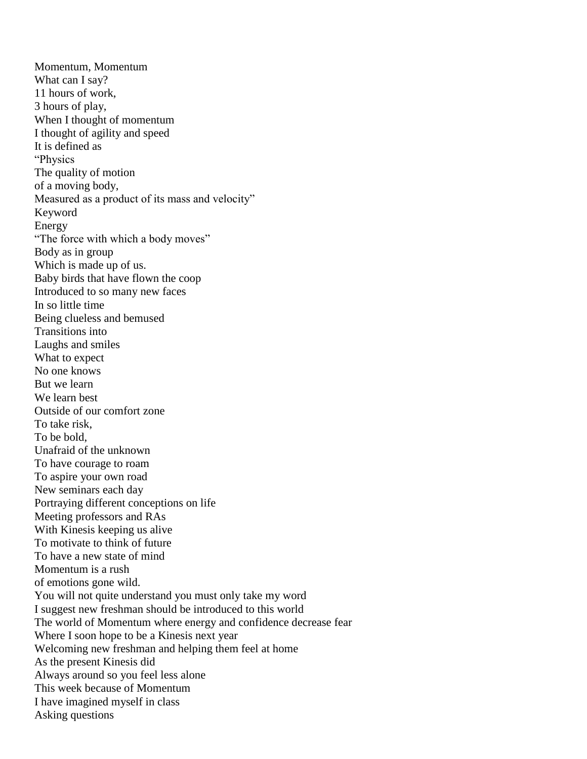Momentum, Momentum  
What can I say?  
11 hours of work,  
3 hours of play,  
When I thought of momentum  
I thought of agility and speed  
It is defined as  
"Physics  
The quality of motion  
of a moving body,  
Measured as a product of its mass and velocity"  
Keyword  
Energy  
"The force with which a body moves"  
Body as in group  
Which is made up of us.  
Baby birds that have flown the coop  
Introduced to so many new faces  
In so little time  
Being clueless and bemused  
Transitions into  
Laughs and smiles  
What to expect  
No one knows  
But we learn  
We learn best  
Outside of our comfort zone  
To take risk,  
To be bold,  
Unafraid of the unknown  
To have courage to roam  
To aspire your own road  
New seminars each day  
Portraying different conceptions on life  
Meeting professors and RAs  
With Kinesis keeping us alive  
To motivate to think of future  
To have a new state of mind  
Momentum is a rush  
of emotions gone wild.  
You will not quite understand you must only take my word  
I suggest new freshman should be introduced to this world  
The world of Momentum where energy and confidence decrease fear  
Where I soon hope to be a Kinesis next year  
Welcoming new freshman and helping them feel at home  
As the present Kinesis did  
Always around so you feel less alone  
This week because of Momentum  
I have imagined myself in class  
Asking questions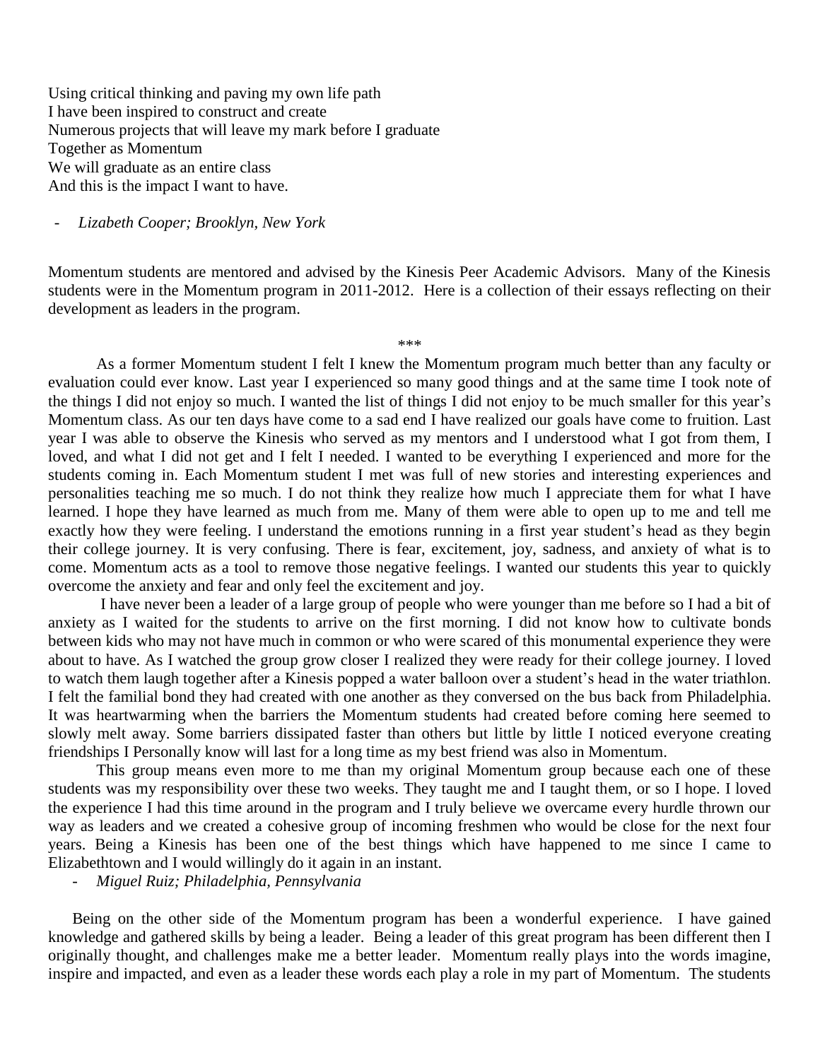Using critical thinking and paving my own life path  
I have been inspired to construct and create  
Numerous projects that will leave my mark before I graduate  
Together as Momentum  
We will graduate as an entire class  
And this is the impact I want to have.

- *Lizabeth Cooper; Brooklyn, New York*

Momentum students are mentored and advised by the Kinesis Peer Academic Advisors. Many of the Kinesis students were in the Momentum program in 2011-2012. Here is a collection of their essays reflecting on their development as leaders in the program.

\*\*\*

As a former Momentum student I felt I knew the Momentum program much better than any faculty or evaluation could ever know. Last year I experienced so many good things and at the same time I took note of the things I did not enjoy so much. I wanted the list of things I did not enjoy to be much smaller for this year's Momentum class. As our ten days have come to a sad end I have realized our goals have come to fruition. Last year I was able to observe the Kinesis who served as my mentors and I understood what I got from them, I loved, and what I did not get and I felt I needed. I wanted to be everything I experienced and more for the students coming in. Each Momentum student I met was full of new stories and interesting experiences and personalities teaching me so much. I do not think they realize how much I appreciate them for what I have learned. I hope they have learned as much from me. Many of them were able to open up to me and tell me exactly how they were feeling. I understand the emotions running in a first year student's head as they begin their college journey. It is very confusing. There is fear, excitement, joy, sadness, and anxiety of what is to come. Momentum acts as a tool to remove those negative feelings. I wanted our students this year to quickly overcome the anxiety and fear and only feel the excitement and joy.

I have never been a leader of a large group of people who were younger than me before so I had a bit of anxiety as I waited for the students to arrive on the first morning. I did not know how to cultivate bonds between kids who may not have much in common or who were scared of this monumental experience they were about to have. As I watched the group grow closer I realized they were ready for their college journey. I loved to watch them laugh together after a Kinesis popped a water balloon over a student's head in the water triathlon. I felt the familial bond they had created with one another as they conversed on the bus back from Philadelphia. It was heartwarming when the barriers the Momentum students had created before coming here seemed to slowly melt away. Some barriers dissipated faster than others but little by little I noticed everyone creating friendships I Personally know will last for a long time as my best friend was also in Momentum.

This group means even more to me than my original Momentum group because each one of these students was my responsibility over these two weeks. They taught me and I taught them, or so I hope. I loved the experience I had this time around in the program and I truly believe we overcame every hurdle thrown our way as leaders and we created a cohesive group of incoming freshmen who would be close for the next four years. Being a Kinesis has been one of the best things which have happened to me since I came to Elizabethtown and I would willingly do it again in an instant.

- *Miguel Ruiz; Philadelphia, Pennsylvania*

Being on the other side of the Momentum program has been a wonderful experience. I have gained knowledge and gathered skills by being a leader. Being a leader of this great program has been different then I originally thought, and challenges make me a better leader. Momentum really plays into the words imagine, inspire and impacted, and even as a leader these words each play a role in my part of Momentum. The students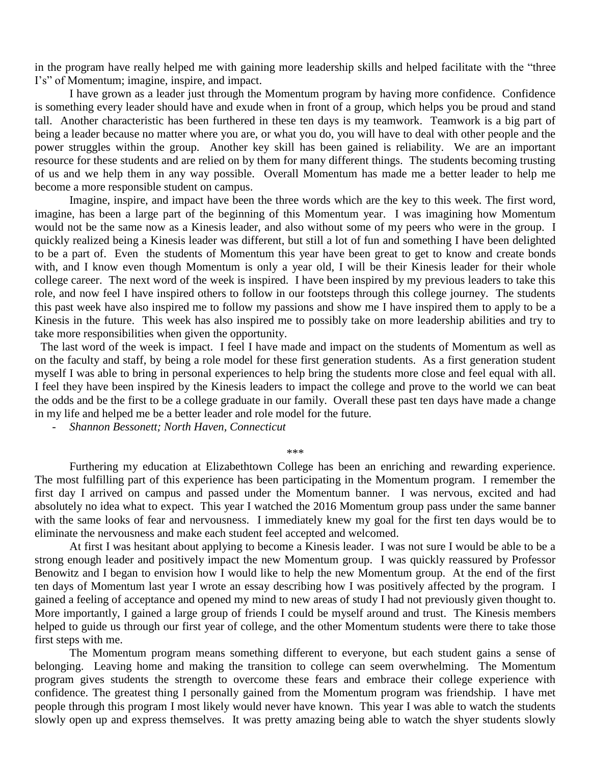in the program have really helped me with gaining more leadership skills and helped facilitate with the "three I's" of Momentum; imagine, inspire, and impact.

I have grown as a leader just through the Momentum program by having more confidence. Confidence is something every leader should have and exude when in front of a group, which helps you be proud and stand tall. Another characteristic has been furthered in these ten days is my teamwork. Teamwork is a big part of being a leader because no matter where you are, or what you do, you will have to deal with other people and the power struggles within the group. Another key skill has been gained is reliability. We are an important resource for these students and are relied on by them for many different things. The students becoming trusting of us and we help them in any way possible. Overall Momentum has made me a better leader to help me become a more responsible student on campus.

Imagine, inspire, and impact have been the three words which are the key to this week. The first word, imagine, has been a large part of the beginning of this Momentum year. I was imagining how Momentum would not be the same now as a Kinesis leader, and also without some of my peers who were in the group. I quickly realized being a Kinesis leader was different, but still a lot of fun and something I have been delighted to be a part of. Even the students of Momentum this year have been great to get to know and create bonds with, and I know even though Momentum is only a year old, I will be their Kinesis leader for their whole college career. The next word of the week is inspired. I have been inspired by my previous leaders to take this role, and now feel I have inspired others to follow in our footsteps through this college journey. The students this past week have also inspired me to follow my passions and show me I have inspired them to apply to be a Kinesis in the future. This week has also inspired me to possibly take on more leadership abilities and try to take more responsibilities when given the opportunity.

The last word of the week is impact. I feel I have made and impact on the students of Momentum as well as on the faculty and staff, by being a role model for these first generation students. As a first generation student myself I was able to bring in personal experiences to help bring the students more close and feel equal with all. I feel they have been inspired by the Kinesis leaders to impact the college and prove to the world we can beat the odds and be the first to be a college graduate in our family. Overall these past ten days have made a change in my life and helped me be a better leader and role model for the future.

- *Shannon Bessonett; North Haven, Connecticut*

\*\*\*

Furthering my education at Elizabethtown College has been an enriching and rewarding experience. The most fulfilling part of this experience has been participating in the Momentum program. I remember the first day I arrived on campus and passed under the Momentum banner. I was nervous, excited and had absolutely no idea what to expect. This year I watched the 2016 Momentum group pass under the same banner with the same looks of fear and nervousness. I immediately knew my goal for the first ten days would be to eliminate the nervousness and make each student feel accepted and welcomed.

At first I was hesitant about applying to become a Kinesis leader. I was not sure I would be able to be a strong enough leader and positively impact the new Momentum group. I was quickly reassured by Professor Benowitz and I began to envision how I would like to help the new Momentum group. At the end of the first ten days of Momentum last year I wrote an essay describing how I was positively affected by the program. I gained a feeling of acceptance and opened my mind to new areas of study I had not previously given thought to. More importantly, I gained a large group of friends I could be myself around and trust. The Kinesis members helped to guide us through our first year of college, and the other Momentum students were there to take those first steps with me.

The Momentum program means something different to everyone, but each student gains a sense of belonging. Leaving home and making the transition to college can seem overwhelming. The Momentum program gives students the strength to overcome these fears and embrace their college experience with confidence. The greatest thing I personally gained from the Momentum program was friendship. I have met people through this program I most likely would never have known. This year I was able to watch the students slowly open up and express themselves. It was pretty amazing being able to watch the shyer students slowly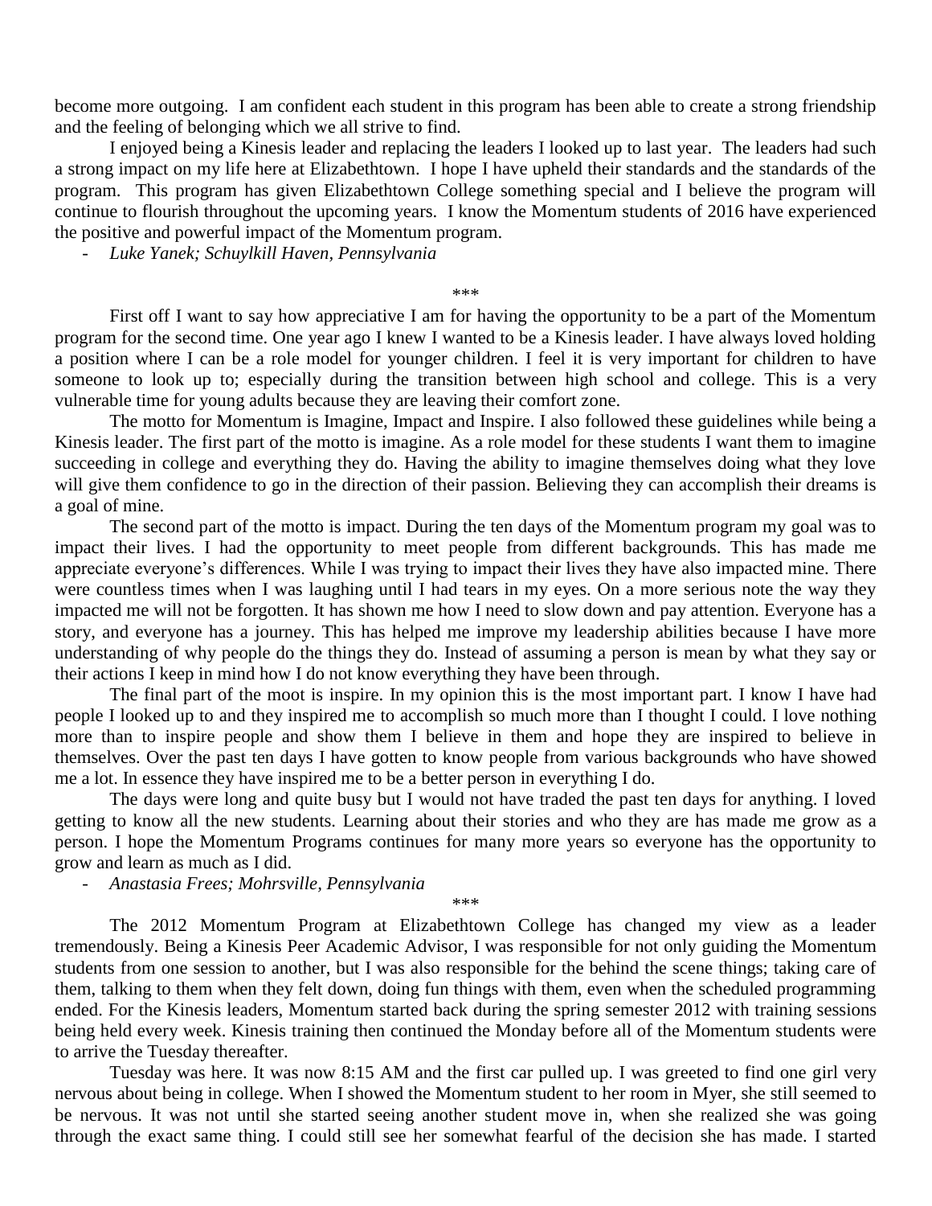become more outgoing. I am confident each student in this program has been able to create a strong friendship and the feeling of belonging which we all strive to find.

I enjoyed being a Kinesis leader and replacing the leaders I looked up to last year. The leaders had such a strong impact on my life here at Elizabethtown. I hope I have upheld their standards and the standards of the program. This program has given Elizabethtown College something special and I believe the program will continue to flourish throughout the upcoming years. I know the Momentum students of 2016 have experienced the positive and powerful impact of the Momentum program.

- *Luke Yanek; Schuylkill Haven, Pennsylvania*

\*\*\*

First off I want to say how appreciative I am for having the opportunity to be a part of the Momentum program for the second time. One year ago I knew I wanted to be a Kinesis leader. I have always loved holding a position where I can be a role model for younger children. I feel it is very important for children to have someone to look up to; especially during the transition between high school and college. This is a very vulnerable time for young adults because they are leaving their comfort zone.

The motto for Momentum is Imagine, Impact and Inspire. I also followed these guidelines while being a Kinesis leader. The first part of the motto is imagine. As a role model for these students I want them to imagine succeeding in college and everything they do. Having the ability to imagine themselves doing what they love will give them confidence to go in the direction of their passion. Believing they can accomplish their dreams is a goal of mine.

The second part of the motto is impact. During the ten days of the Momentum program my goal was to impact their lives. I had the opportunity to meet people from different backgrounds. This has made me appreciate everyone's differences. While I was trying to impact their lives they have also impacted mine. There were countless times when I was laughing until I had tears in my eyes. On a more serious note the way they impacted me will not be forgotten. It has shown me how I need to slow down and pay attention. Everyone has a story, and everyone has a journey. This has helped me improve my leadership abilities because I have more understanding of why people do the things they do. Instead of assuming a person is mean by what they say or their actions I keep in mind how I do not know everything they have been through.

The final part of the moot is inspire. In my opinion this is the most important part. I know I have had people I looked up to and they inspired me to accomplish so much more than I thought I could. I love nothing more than to inspire people and show them I believe in them and hope they are inspired to believe in themselves. Over the past ten days I have gotten to know people from various backgrounds who have showed me a lot. In essence they have inspired me to be a better person in everything I do.

The days were long and quite busy but I would not have traded the past ten days for anything. I loved getting to know all the new students. Learning about their stories and who they are has made me grow as a person. I hope the Momentum Programs continues for many more years so everyone has the opportunity to grow and learn as much as I did.

- *Anastasia Frees; Mohrsville, Pennsylvania*

\*\*\*

The 2012 Momentum Program at Elizabethtown College has changed my view as a leader tremendously. Being a Kinesis Peer Academic Advisor, I was responsible for not only guiding the Momentum students from one session to another, but I was also responsible for the behind the scene things; taking care of them, talking to them when they felt down, doing fun things with them, even when the scheduled programming ended. For the Kinesis leaders, Momentum started back during the spring semester 2012 with training sessions being held every week. Kinesis training then continued the Monday before all of the Momentum students were to arrive the Tuesday thereafter.

Tuesday was here. It was now 8:15 AM and the first car pulled up. I was greeted to find one girl very nervous about being in college. When I showed the Momentum student to her room in Myer, she still seemed to be nervous. It was not until she started seeing another student move in, when she realized she was going through the exact same thing. I could still see her somewhat fearful of the decision she has made. I started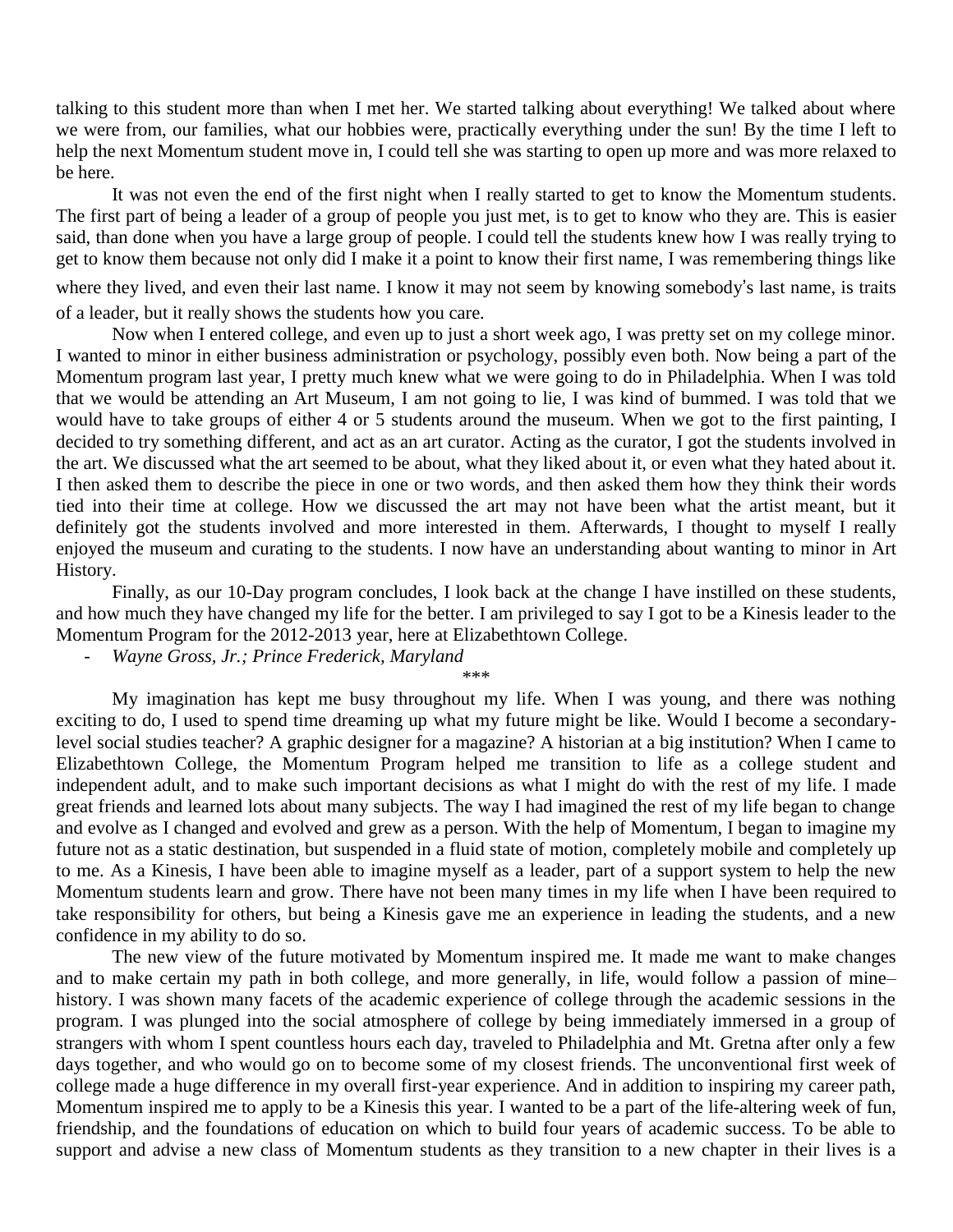talking to this student more than when I met her. We started talking about everything! We talked about where we were from, our families, what our hobbies were, practically everything under the sun! By the time I left to help the next Momentum student move in, I could tell she was starting to open up more and was more relaxed to be here.

It was not even the end of the first night when I really started to get to know the Momentum students. The first part of being a leader of a group of people you just met, is to get to know who they are. This is easier said, than done when you have a large group of people. I could tell the students knew how I was really trying to get to know them because not only did I make it a point to know their first name, I was remembering things like where they lived, and even their last name. I know it may not seem by knowing somebody's last name, is traits of a leader, but it really shows the students how you care.

Now when I entered college, and even up to just a short week ago, I was pretty set on my college minor. I wanted to minor in either business administration or psychology, possibly even both. Now being a part of the Momentum program last year, I pretty much knew what we were going to do in Philadelphia. When I was told that we would be attending an Art Museum, I am not going to lie, I was kind of bummed. I was told that we would have to take groups of either 4 or 5 students around the museum. When we got to the first painting, I decided to try something different, and act as an art curator. Acting as the curator, I got the students involved in the art. We discussed what the art seemed to be about, what they liked about it, or even what they hated about it. I then asked them to describe the piece in one or two words, and then asked them how they think their words tied into their time at college. How we discussed the art may not have been what the artist meant, but it definitely got the students involved and more interested in them. Afterwards, I thought to myself I really enjoyed the museum and curating to the students. I now have an understanding about wanting to minor in Art History.

Finally, as our 10-Day program concludes, I look back at the change I have instilled on these students, and how much they have changed my life for the better. I am privileged to say I got to be a Kinesis leader to the Momentum Program for the 2012-2013 year, here at Elizabethtown College.

- *Wayne Gross, Jr.; Prince Frederick, Maryland*

\*\*\*

My imagination has kept me busy throughout my life. When I was young, and there was nothing exciting to do, I used to spend time dreaming up what my future might be like. Would I become a secondary-level social studies teacher? A graphic designer for a magazine? A historian at a big institution? When I came to Elizabethtown College, the Momentum Program helped me transition to life as a college student and independent adult, and to make such important decisions as what I might do with the rest of my life. I made great friends and learned lots about many subjects. The way I had imagined the rest of my life began to change and evolve as I changed and evolved and grew as a person. With the help of Momentum, I began to imagine my future not as a static destination, but suspended in a fluid state of motion, completely mobile and completely up to me. As a Kinesis, I have been able to imagine myself as a leader, part of a support system to help the new Momentum students learn and grow. There have not been many times in my life when I have been required to take responsibility for others, but being a Kinesis gave me an experience in leading the students, and a new confidence in my ability to do so.

The new view of the future motivated by Momentum inspired me. It made me want to make changes and to make certain my path in both college, and more generally, in life, would follow a passion of mine– history. I was shown many facets of the academic experience of college through the academic sessions in the program. I was plunged into the social atmosphere of college by being immediately immersed in a group of strangers with whom I spent countless hours each day, traveled to Philadelphia and Mt. Gretna after only a few days together, and who would go on to become some of my closest friends. The unconventional first week of college made a huge difference in my overall first-year experience. And in addition to inspiring my career path, Momentum inspired me to apply to be a Kinesis this year. I wanted to be a part of the life-altering week of fun, friendship, and the foundations of education on which to build four years of academic success. To be able to support and advise a new class of Momentum students as they transition to a new chapter in their lives is a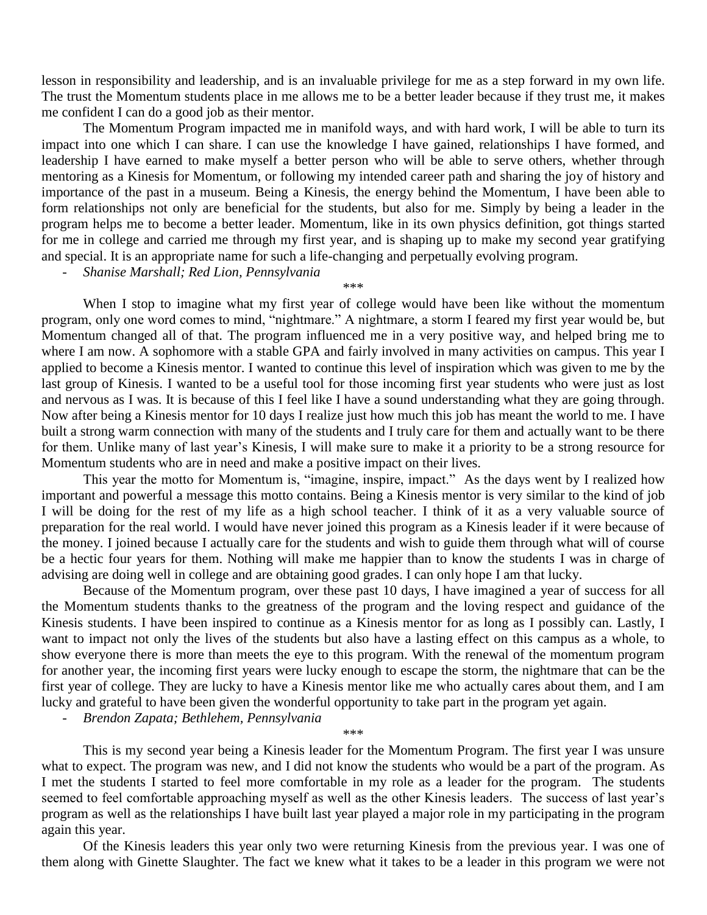lesson in responsibility and leadership, and is an invaluable privilege for me as a step forward in my own life. The trust the Momentum students place in me allows me to be a better leader because if they trust me, it makes me confident I can do a good job as their mentor.

The Momentum Program impacted me in manifold ways, and with hard work, I will be able to turn its impact into one which I can share. I can use the knowledge I have gained, relationships I have formed, and leadership I have earned to make myself a better person who will be able to serve others, whether through mentoring as a Kinesis for Momentum, or following my intended career path and sharing the joy of history and importance of the past in a museum. Being a Kinesis, the energy behind the Momentum, I have been able to form relationships not only are beneficial for the students, but also for me. Simply by being a leader in the program helps me to become a better leader. Momentum, like in its own physics definition, got things started for me in college and carried me through my first year, and is shaping up to make my second year gratifying and special. It is an appropriate name for such a life-changing and perpetually evolving program.

- *Shanise Marshall; Red Lion, Pennsylvania*

\*\*\*

When I stop to imagine what my first year of college would have been like without the momentum program, only one word comes to mind, "nightmare." A nightmare, a storm I feared my first year would be, but Momentum changed all of that. The program influenced me in a very positive way, and helped bring me to where I am now. A sophomore with a stable GPA and fairly involved in many activities on campus. This year I applied to become a Kinesis mentor. I wanted to continue this level of inspiration which was given to me by the last group of Kinesis. I wanted to be a useful tool for those incoming first year students who were just as lost and nervous as I was. It is because of this I feel like I have a sound understanding what they are going through. Now after being a Kinesis mentor for 10 days I realize just how much this job has meant the world to me. I have built a strong warm connection with many of the students and I truly care for them and actually want to be there for them. Unlike many of last year's Kinesis, I will make sure to make it a priority to be a strong resource for Momentum students who are in need and make a positive impact on their lives.

This year the motto for Momentum is, "imagine, inspire, impact." As the days went by I realized how important and powerful a message this motto contains. Being a Kinesis mentor is very similar to the kind of job I will be doing for the rest of my life as a high school teacher. I think of it as a very valuable source of preparation for the real world. I would have never joined this program as a Kinesis leader if it were because of the money. I joined because I actually care for the students and wish to guide them through what will of course be a hectic four years for them. Nothing will make me happier than to know the students I was in charge of advising are doing well in college and are obtaining good grades. I can only hope I am that lucky.

Because of the Momentum program, over these past 10 days, I have imagined a year of success for all the Momentum students thanks to the greatness of the program and the loving respect and guidance of the Kinesis students. I have been inspired to continue as a Kinesis mentor for as long as I possibly can. Lastly, I want to impact not only the lives of the students but also have a lasting effect on this campus as a whole, to show everyone there is more than meets the eye to this program. With the renewal of the momentum program for another year, the incoming first years were lucky enough to escape the storm, the nightmare that can be the first year of college. They are lucky to have a Kinesis mentor like me who actually cares about them, and I am lucky and grateful to have been given the wonderful opportunity to take part in the program yet again.

- *Brendon Zapata; Bethlehem, Pennsylvania*

\*\*\*

This is my second year being a Kinesis leader for the Momentum Program. The first year I was unsure what to expect. The program was new, and I did not know the students who would be a part of the program. As I met the students I started to feel more comfortable in my role as a leader for the program. The students seemed to feel comfortable approaching myself as well as the other Kinesis leaders. The success of last year's program as well as the relationships I have built last year played a major role in my participating in the program again this year.

Of the Kinesis leaders this year only two were returning Kinesis from the previous year. I was one of them along with Ginette Slaughter. The fact we knew what it takes to be a leader in this program we were not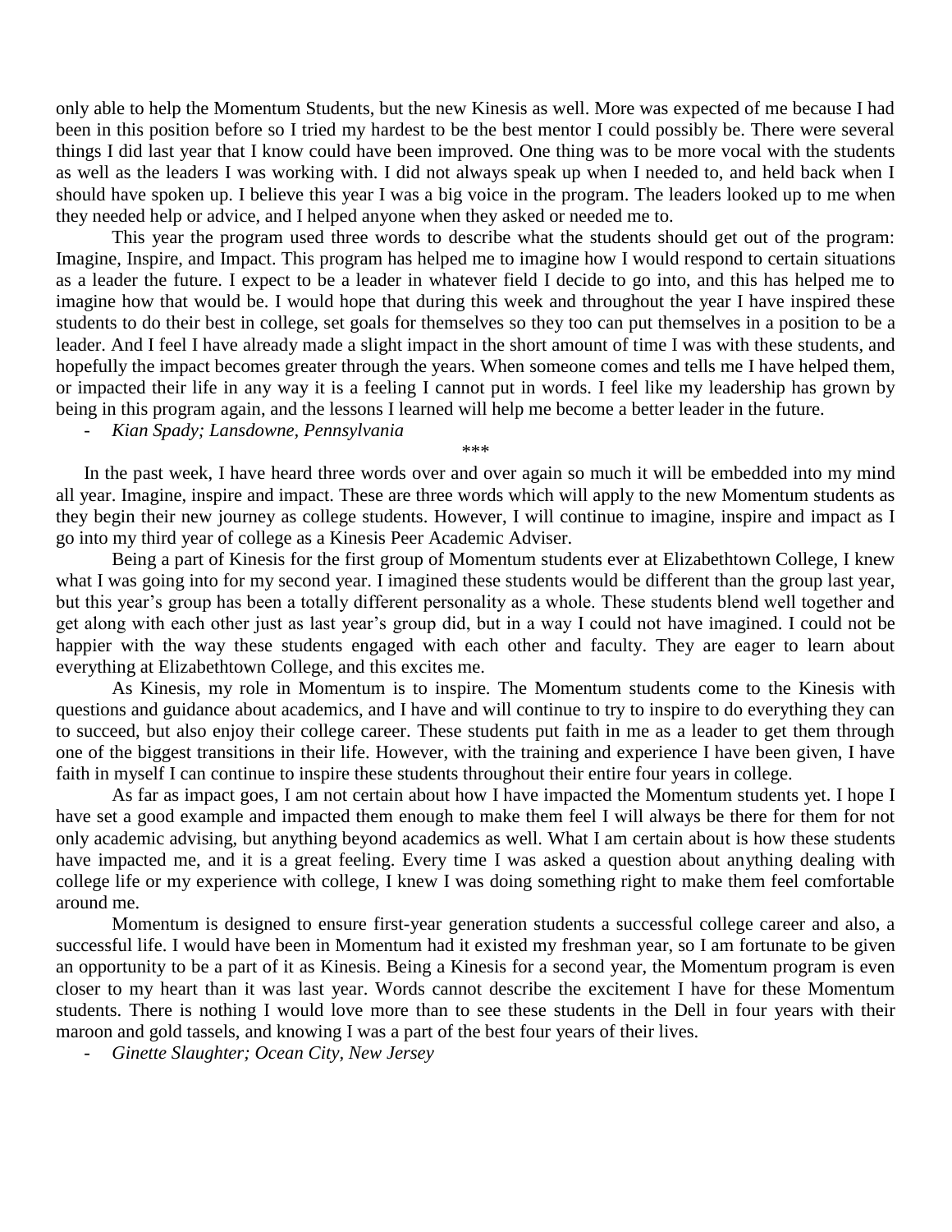only able to help the Momentum Students, but the new Kinesis as well. More was expected of me because I had been in this position before so I tried my hardest to be the best mentor I could possibly be. There were several things I did last year that I know could have been improved. One thing was to be more vocal with the students as well as the leaders I was working with. I did not always speak up when I needed to, and held back when I should have spoken up. I believe this year I was a big voice in the program. The leaders looked up to me when they needed help or advice, and I helped anyone when they asked or needed me to.

This year the program used three words to describe what the students should get out of the program: Imagine, Inspire, and Impact. This program has helped me to imagine how I would respond to certain situations as a leader the future. I expect to be a leader in whatever field I decide to go into, and this has helped me to imagine how that would be. I would hope that during this week and throughout the year I have inspired these students to do their best in college, set goals for themselves so they too can put themselves in a position to be a leader. And I feel I have already made a slight impact in the short amount of time I was with these students, and hopefully the impact becomes greater through the years. When someone comes and tells me I have helped them, or impacted their life in any way it is a feeling I cannot put in words. I feel like my leadership has grown by being in this program again, and the lessons I learned will help me become a better leader in the future.

- *Kian Spady; Lansdowne, Pennsylvania*

\*\*\*

In the past week, I have heard three words over and over again so much it will be embedded into my mind all year. Imagine, inspire and impact. These are three words which will apply to the new Momentum students as they begin their new journey as college students. However, I will continue to imagine, inspire and impact as I go into my third year of college as a Kinesis Peer Academic Adviser.

Being a part of Kinesis for the first group of Momentum students ever at Elizabethtown College, I knew what I was going into for my second year. I imagined these students would be different than the group last year, but this year's group has been a totally different personality as a whole. These students blend well together and get along with each other just as last year's group did, but in a way I could not have imagined. I could not be happier with the way these students engaged with each other and faculty. They are eager to learn about everything at Elizabethtown College, and this excites me.

As Kinesis, my role in Momentum is to inspire. The Momentum students come to the Kinesis with questions and guidance about academics, and I have and will continue to try to inspire to do everything they can to succeed, but also enjoy their college career. These students put faith in me as a leader to get them through one of the biggest transitions in their life. However, with the training and experience I have been given, I have faith in myself I can continue to inspire these students throughout their entire four years in college.

As far as impact goes, I am not certain about how I have impacted the Momentum students yet. I hope I have set a good example and impacted them enough to make them feel I will always be there for them for not only academic advising, but anything beyond academics as well. What I am certain about is how these students have impacted me, and it is a great feeling. Every time I was asked a question about anything dealing with college life or my experience with college, I knew I was doing something right to make them feel comfortable around me.

Momentum is designed to ensure first-year generation students a successful college career and also, a successful life. I would have been in Momentum had it existed my freshman year, so I am fortunate to be given an opportunity to be a part of it as Kinesis. Being a Kinesis for a second year, the Momentum program is even closer to my heart than it was last year. Words cannot describe the excitement I have for these Momentum students. There is nothing I would love more than to see these students in the Dell in four years with their maroon and gold tassels, and knowing I was a part of the best four years of their lives.

- *Ginette Slaughter; Ocean City, New Jersey*